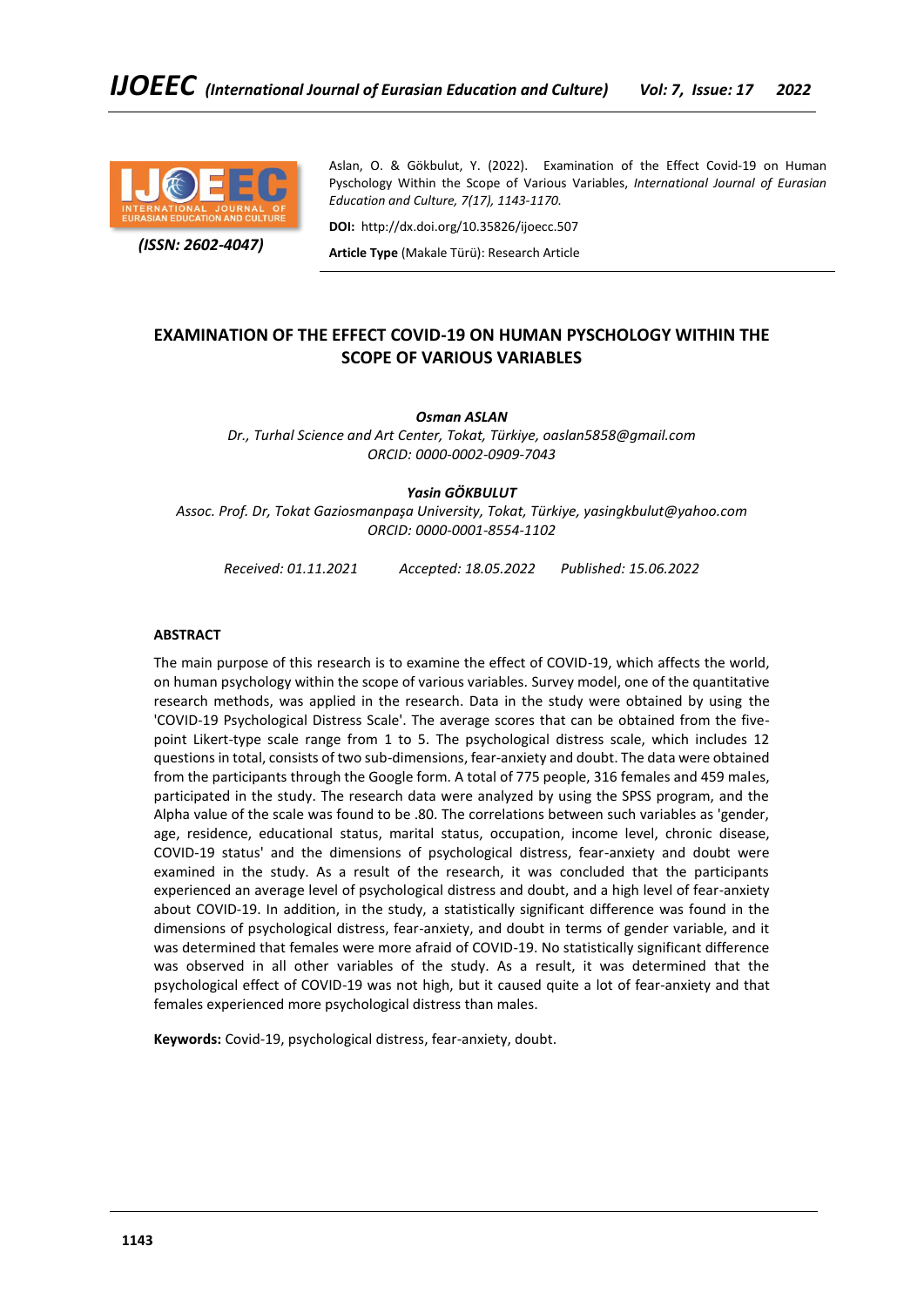Aslan, O. & Gökbulut, Y. (2022). Examination of the Effect Covid-19 on Human Pyschology Within the Scope of Various Variables, *International Journal of Eurasian Education and Culture, 7(17), 1143-1170.*

*(ISSN: 2602-4047)*

**DOI:** http://dx.doi.org/10.35826/ijoecc.507

**Article Type** (Makale Türü): Research Article

# EXAMINATION OF THE EFFECT COVID-19 ON HUMAN PYSCHOLOGY WITHIN THE SCOPE OF VARIOUS VARIABLES

***Osman ASLAN***

*Dr., Turhal Science and Art Center, Tokat, Türkiye, oaslan5858@gmail.com*
*ORCID: 0000-0002-0909-7043*

***Yasin GÖKBULUT***

*Assoc. Prof. Dr, Tokat Gaziosmanpaşa University, Tokat, Türkiye, yasingkbulut@yahoo.com*
*ORCID: 0000-0001-8554-1102*

*Received: 01.11.2021 Accepted: 18.05.2022 Published: 15.06.2022*

## ABSTRACT

The main purpose of this research is to examine the effect of COVID-19, which affects the world, on human psychology within the scope of various variables. Survey model, one of the quantitative research methods, was applied in the research. Data in the study were obtained by using the 'COVID-19 Psychological Distress Scale'. The average scores that can be obtained from the five-point Likert-type scale range from 1 to 5. The psychological distress scale, which includes 12 questions in total, consists of two sub-dimensions, fear-anxiety and doubt. The data were obtained from the participants through the Google form. A total of 775 people, 316 females and 459 males, participated in the study. The research data were analyzed by using the SPSS program, and the Alpha value of the scale was found to be .80. The correlations between such variables as 'gender, age, residence, educational status, marital status, occupation, income level, chronic disease, COVID-19 status' and the dimensions of psychological distress, fear-anxiety and doubt were examined in the study. As a result of the research, it was concluded that the participants experienced an average level of psychological distress and doubt, and a high level of fear-anxiety about COVID-19. In addition, in the study, a statistically significant difference was found in the dimensions of psychological distress, fear-anxiety, and doubt in terms of gender variable, and it was determined that females were more afraid of COVID-19. No statistically significant difference was observed in all other variables of the study. As a result, it was determined that the psychological effect of COVID-19 was not high, but it caused quite a lot of fear-anxiety and that females experienced more psychological distress than males.

**Keywords:** Covid-19, psychological distress, fear-anxiety, doubt.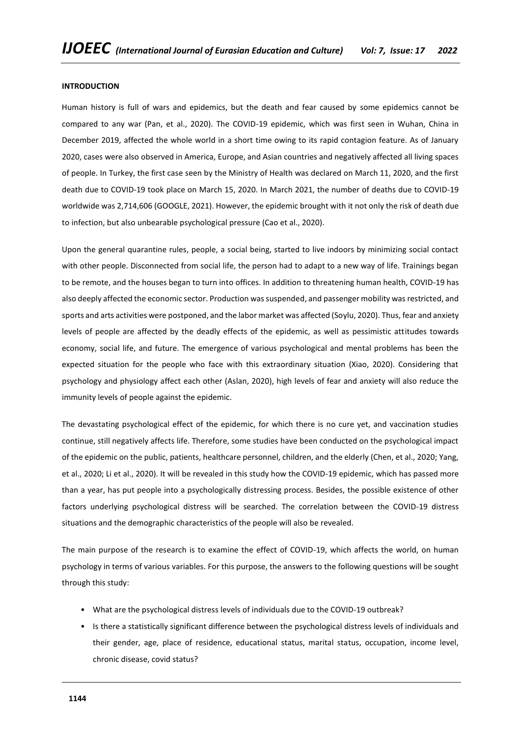**INTRODUCTION**

Human history is full of wars and epidemics, but the death and fear caused by some epidemics cannot be compared to any war (Pan, et al., 2020). The COVID-19 epidemic, which was first seen in Wuhan, China in December 2019, affected the whole world in a short time owing to its rapid contagion feature. As of January 2020, cases were also observed in America, Europe, and Asian countries and negatively affected all living spaces of people. In Turkey, the first case seen by the Ministry of Health was declared on March 11, 2020, and the first death due to COVID-19 took place on March 15, 2020. In March 2021, the number of deaths due to COVID-19 worldwide was 2,714,606 (GOOGLE, 2021). However, the epidemic brought with it not only the risk of death due to infection, but also unbearable psychological pressure (Cao et al., 2020).

Upon the general quarantine rules, people, a social being, started to live indoors by minimizing social contact with other people. Disconnected from social life, the person had to adapt to a new way of life. Trainings began to be remote, and the houses began to turn into offices. In addition to threatening human health, COVID-19 has also deeply affected the economic sector. Production was suspended, and passenger mobility was restricted, and sports and arts activities were postponed, and the labor market was affected (Soylu, 2020). Thus, fear and anxiety levels of people are affected by the deadly effects of the epidemic, as well as pessimistic attitudes towards economy, social life, and future. The emergence of various psychological and mental problems has been the expected situation for the people who face with this extraordinary situation (Xiao, 2020). Considering that psychology and physiology affect each other (Aslan, 2020), high levels of fear and anxiety will also reduce the immunity levels of people against the epidemic.

The devastating psychological effect of the epidemic, for which there is no cure yet, and vaccination studies continue, still negatively affects life. Therefore, some studies have been conducted on the psychological impact of the epidemic on the public, patients, healthcare personnel, children, and the elderly (Chen, et al., 2020; Yang, et al., 2020; Li et al., 2020). It will be revealed in this study how the COVID-19 epidemic, which has passed more than a year, has put people into a psychologically distressing process. Besides, the possible existence of other factors underlying psychological distress will be searched. The correlation between the COVID-19 distress situations and the demographic characteristics of the people will also be revealed.

The main purpose of the research is to examine the effect of COVID-19, which affects the world, on human psychology in terms of various variables. For this purpose, the answers to the following questions will be sought through this study:

- What are the psychological distress levels of individuals due to the COVID-19 outbreak?
- Is there a statistically significant difference between the psychological distress levels of individuals and their gender, age, place of residence, educational status, marital status, occupation, income level, chronic disease, covid status?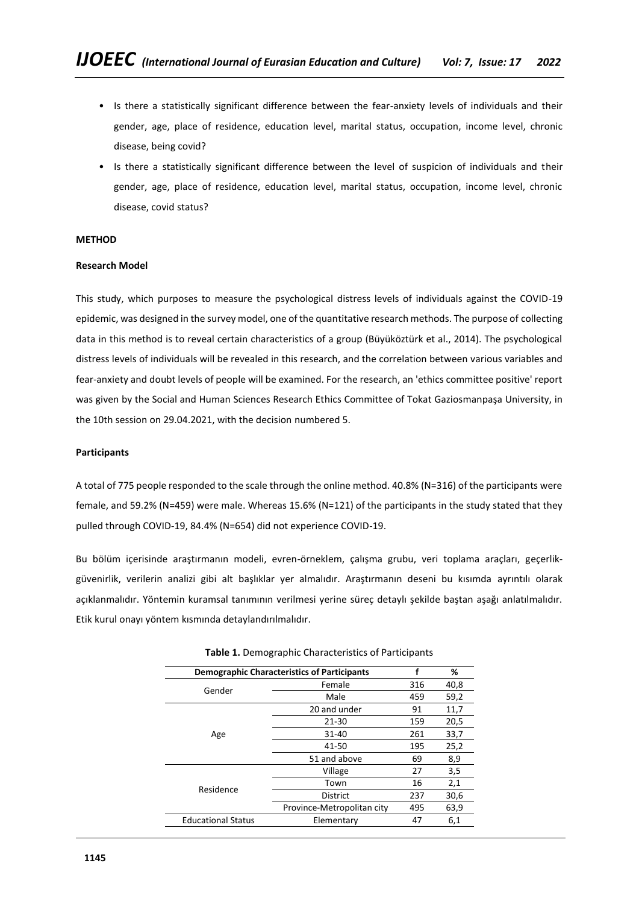- Is there a statistically significant difference between the fear-anxiety levels of individuals and their gender, age, place of residence, education level, marital status, occupation, income level, chronic disease, being covid?
- Is there a statistically significant difference between the level of suspicion of individuals and their gender, age, place of residence, education level, marital status, occupation, income level, chronic disease, covid status?

## METHOD

### Research Model

This study, which purposes to measure the psychological distress levels of individuals against the COVID-19 epidemic, was designed in the survey model, one of the quantitative research methods. The purpose of collecting data in this method is to reveal certain characteristics of a group (Büyüköztürk et al., 2014). The psychological distress levels of individuals will be revealed in this research, and the correlation between various variables and fear-anxiety and doubt levels of people will be examined. For the research, an 'ethics committee positive' report was given by the Social and Human Sciences Research Ethics Committee of Tokat Gaziosmanpaşa University, in the 10th session on 29.04.2021, with the decision numbered 5.

### Participants

A total of 775 people responded to the scale through the online method. 40.8% (N=316) of the participants were female, and 59.2% (N=459) were male. Whereas 15.6% (N=121) of the participants in the study stated that they pulled through COVID-19, 84.4% (N=654) did not experience COVID-19.

Bu bölüm içerisinde araştırmanın modeli, evren-örneklem, çalışma grubu, veri toplama araçları, geçerlik-güvenirlik, verilerin analizi gibi alt başlıklar yer almalıdır. Araştırmanın deseni bu kısımda ayrıntılı olarak açıklanmalıdır. Yöntemin kuramsal tanımının verilmesi yerine süreç detaylı şekilde baştan aşağı anlatılmalıdır. Etik kurul onayı yöntem kısmında detaylandırılmalıdır.

**Table 1.** Demographic Characteristics of Participants

| Demographic Characteristics of Participants | | f | % |
|---|---|---|---|
| Gender | Female | 316 | 40,8 |
| | Male | 459 | 59,2 |
| Age | 20 and under | 91 | 11,7 |
| | 21-30 | 159 | 20,5 |
| | 31-40 | 261 | 33,7 |
| | 41-50 | 195 | 25,2 |
| | 51 and above | 69 | 8,9 |
| Residence | Village | 27 | 3,5 |
| | Town | 16 | 2,1 |
| | District | 237 | 30,6 |
| | Province-Metropolitan city | 495 | 63,9 |
| Educational Status | Elementary | 47 | 6,1 |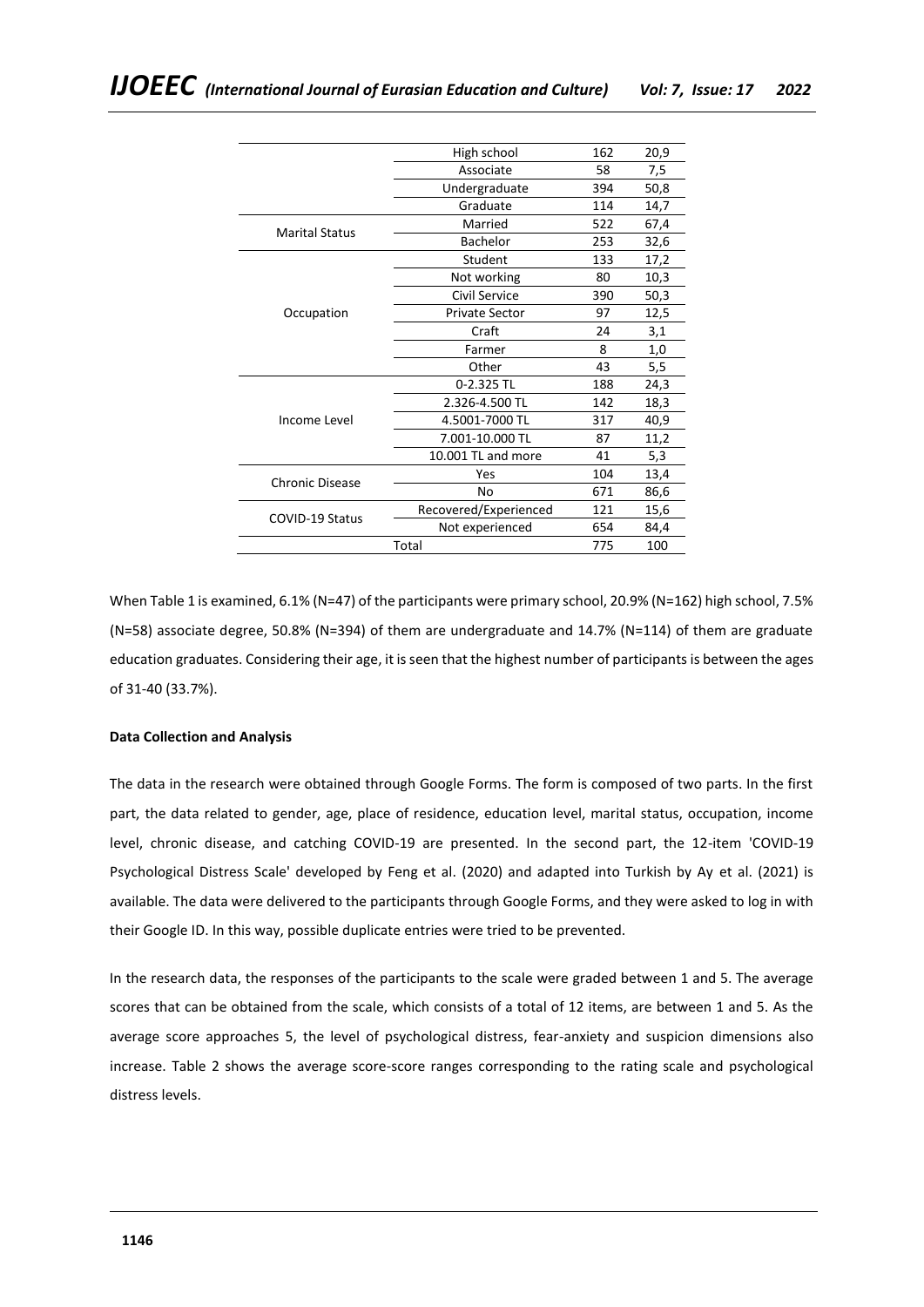| | | | |
|---|---|---|---|
| | High school | 162 | 20,9 |
| | Associate | 58 | 7,5 |
| | Undergraduate | 394 | 50,8 |
| | Graduate | 114 | 14,7 |
| Marital Status | Married | 522 | 67,4 |
| | Bachelor | 253 | 32,6 |
| Occupation | Student | 133 | 17,2 |
| | Not working | 80 | 10,3 |
| | Civil Service | 390 | 50,3 |
| | Private Sector | 97 | 12,5 |
| | Craft | 24 | 3,1 |
| | Farmer | 8 | 1,0 |
| | Other | 43 | 5,5 |
| Income Level | 0-2.325 TL | 188 | 24,3 |
| | 2.326-4.500 TL | 142 | 18,3 |
| | 4.5001-7000 TL | 317 | 40,9 |
| | 7.001-10.000 TL | 87 | 11,2 |
| | 10.001 TL and more | 41 | 5,3 |
| Chronic Disease | Yes | 104 | 13,4 |
| | No | 671 | 86,6 |
| COVID-19 Status | Recovered/Experienced | 121 | 15,6 |
| | Not experienced | 654 | 84,4 |
| Total | | 775 | 100 |

When Table 1 is examined, 6.1% (N=47) of the participants were primary school, 20.9% (N=162) high school, 7.5% (N=58) associate degree, 50.8% (N=394) of them are undergraduate and 14.7% (N=114) of them are graduate education graduates. Considering their age, it is seen that the highest number of participants is between the ages of 31-40 (33.7%).

**Data Collection and Analysis**

The data in the research were obtained through Google Forms. The form is composed of two parts. In the first part, the data related to gender, age, place of residence, education level, marital status, occupation, income level, chronic disease, and catching COVID-19 are presented. In the second part, the 12-item 'COVID-19 Psychological Distress Scale' developed by Feng et al. (2020) and adapted into Turkish by Ay et al. (2021) is available. The data were delivered to the participants through Google Forms, and they were asked to log in with their Google ID. In this way, possible duplicate entries were tried to be prevented.

In the research data, the responses of the participants to the scale were graded between 1 and 5. The average scores that can be obtained from the scale, which consists of a total of 12 items, are between 1 and 5. As the average score approaches 5, the level of psychological distress, fear-anxiety and suspicion dimensions also increase. Table 2 shows the average score-score ranges corresponding to the rating scale and psychological distress levels.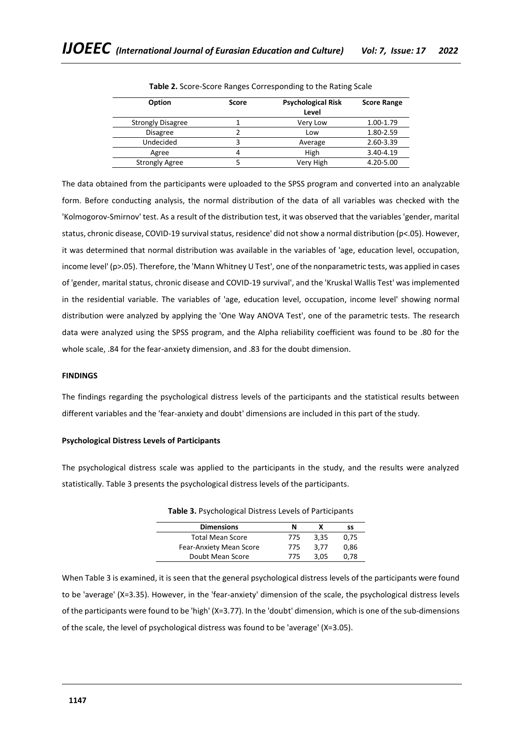**Table 2.** Score-Score Ranges Corresponding to the Rating Scale

| Option | Score | Psychological Risk Level | Score Range |
|---|---|---|---|
| Strongly Disagree | 1 | Very Low | 1.00-1.79 |
| Disagree | 2 | Low | 1.80-2.59 |
| Undecided | 3 | Average | 2.60-3.39 |
| Agree | 4 | High | 3.40-4.19 |
| Strongly Agree | 5 | Very High | 4.20-5.00 |

The data obtained from the participants were uploaded to the SPSS program and converted into an analyzable form. Before conducting analysis, the normal distribution of the data of all variables was checked with the 'Kolmogorov-Smirnov' test. As a result of the distribution test, it was observed that the variables 'gender, marital status, chronic disease, COVID-19 survival status, residence' did not show a normal distribution ($p<.05$). However, it was determined that normal distribution was available in the variables of 'age, education level, occupation, income level' ($p>.05$). Therefore, the 'Mann Whitney U Test', one of the nonparametric tests, was applied in cases of 'gender, marital status, chronic disease and COVID-19 survival', and the 'Kruskal Wallis Test' was implemented in the residential variable. The variables of 'age, education level, occupation, income level' showing normal distribution were analyzed by applying the 'One Way ANOVA Test', one of the parametric tests. The research data were analyzed using the SPSS program, and the Alpha reliability coefficient was found to be .80 for the whole scale, .84 for the fear-anxiety dimension, and .83 for the doubt dimension.

## FINDINGS

The findings regarding the psychological distress levels of the participants and the statistical results between different variables and the 'fear-anxiety and doubt' dimensions are included in this part of the study.

### Psychological Distress Levels of Participants

The psychological distress scale was applied to the participants in the study, and the results were analyzed statistically. Table 3 presents the psychological distress levels of the participants.

**Table 3.** Psychological Distress Levels of Participants

| Dimensions | N | X | ss |
|---|---|---|---|
| Total Mean Score | 775 | 3,35 | 0,75 |
| Fear-Anxiety Mean Score | 775 | 3,77 | 0,86 |
| Doubt Mean Score | 775 | 3,05 | 0,78 |

When Table 3 is examined, it is seen that the general psychological distress levels of the participants were found to be 'average' (X=3.35). However, in the 'fear-anxiety' dimension of the scale, the psychological distress levels of the participants were found to be 'high' (X=3.77). In the 'doubt' dimension, which is one of the sub-dimensions of the scale, the level of psychological distress was found to be 'average' (X=3.05).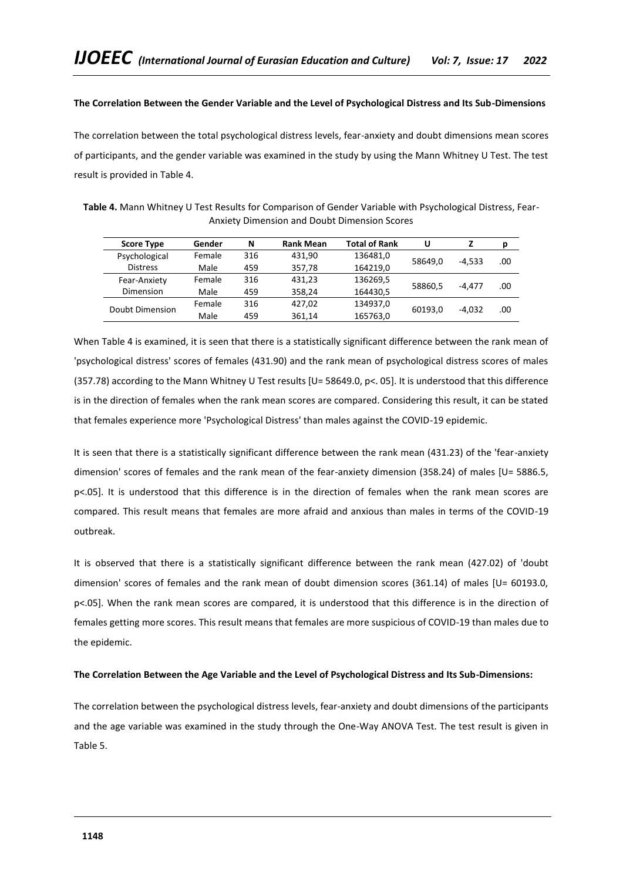**The Correlation Between the Gender Variable and the Level of Psychological Distress and Its Sub-Dimensions**

The correlation between the total psychological distress levels, fear-anxiety and doubt dimensions mean scores of participants, and the gender variable was examined in the study by using the Mann Whitney U Test. The test result is provided in Table 4.

**Table 4.** Mann Whitney U Test Results for Comparison of Gender Variable with Psychological Distress, Fear-Anxiety Dimension and Doubt Dimension Scores

| Score Type | Gender | N | Rank Mean | Total of Rank | U | Z | p |
|---|---|---|---|---|---|---|---|
| Psychological Distress | Female | 316 | 431,90 | 136481,0 | 58649,0 | -4,533 | .00 |
| | Male | 459 | 357,78 | 164219,0 | | | |
| Fear-Anxiety Dimension | Female | 316 | 431,23 | 136269,5 | 58860,5 | -4,477 | .00 |
| | Male | 459 | 358,24 | 164430,5 | | | |
| Doubt Dimension | Female | 316 | 427,02 | 134937,0 | 60193,0 | -4,032 | .00 |
| | Male | 459 | 361,14 | 165763,0 | | | |

When Table 4 is examined, it is seen that there is a statistically significant difference between the rank mean of 'psychological distress' scores of females (431.90) and the rank mean of psychological distress scores of males (357.78) according to the Mann Whitney U Test results [U= 58649.0, p<. 05]. It is understood that this difference is in the direction of females when the rank mean scores are compared. Considering this result, it can be stated that females experience more 'Psychological Distress' than males against the COVID-19 epidemic.

It is seen that there is a statistically significant difference between the rank mean (431.23) of the 'fear-anxiety dimension' scores of females and the rank mean of the fear-anxiety dimension (358.24) of males [U= 5886.5, p<.05]. It is understood that this difference is in the direction of females when the rank mean scores are compared. This result means that females are more afraid and anxious than males in terms of the COVID-19 outbreak.

It is observed that there is a statistically significant difference between the rank mean (427.02) of 'doubt dimension' scores of females and the rank mean of doubt dimension scores (361.14) of males [U= 60193.0, p<.05]. When the rank mean scores are compared, it is understood that this difference is in the direction of females getting more scores. This result means that females are more suspicious of COVID-19 than males due to the epidemic.

**The Correlation Between the Age Variable and the Level of Psychological Distress and Its Sub-Dimensions:**

The correlation between the psychological distress levels, fear-anxiety and doubt dimensions of the participants and the age variable was examined in the study through the One-Way ANOVA Test. The test result is given in Table 5.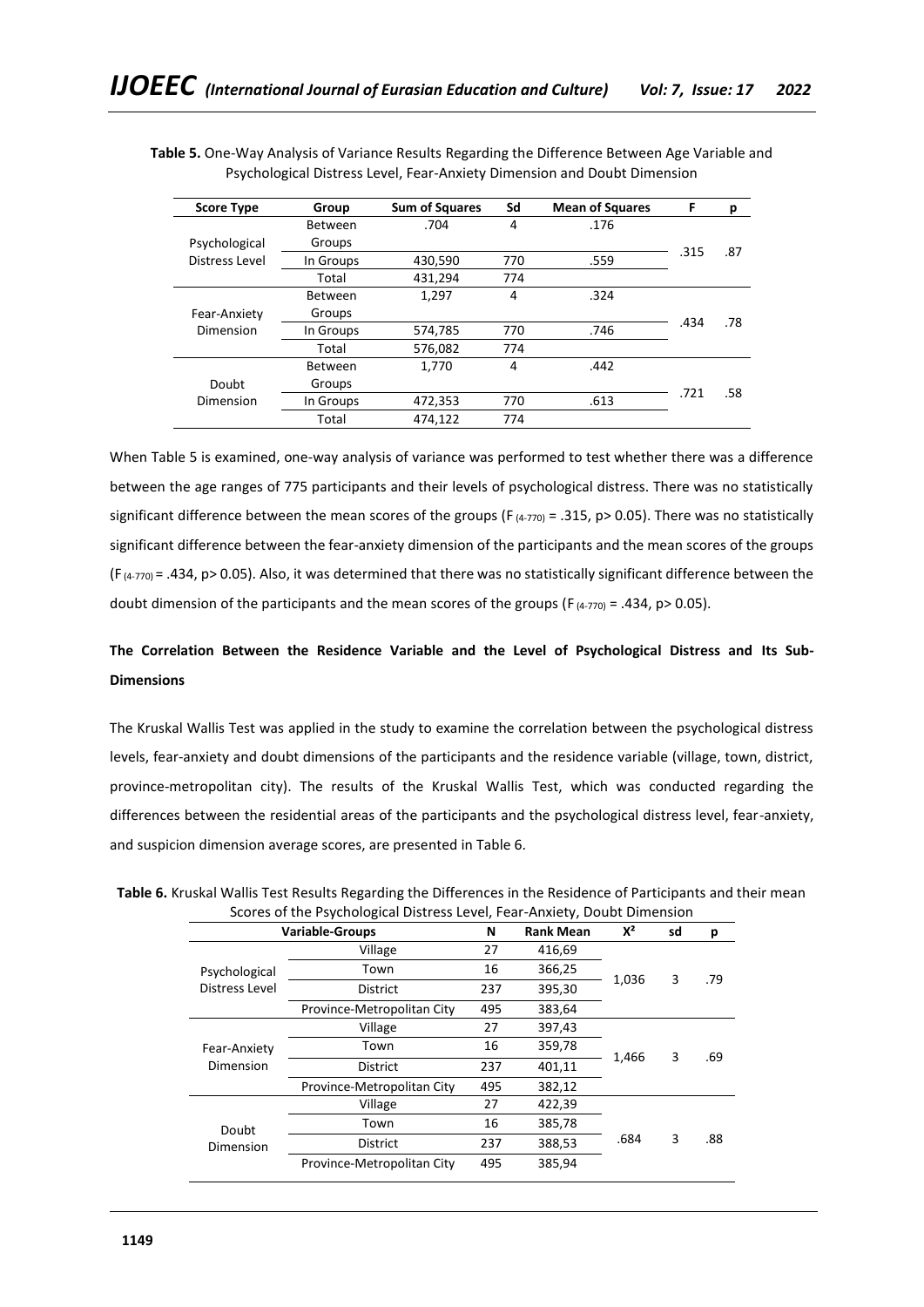**Table 5.** One-Way Analysis of Variance Results Regarding the Difference Between Age Variable and Psychological Distress Level, Fear-Anxiety Dimension and Doubt Dimension

| Score Type | Group | Sum of Squares | Sd | Mean of Squares | F | p |
|---|---|---|---|---|---|---|
| Psychological Distress Level | Between Groups | .704 | 4 | .176 | .315 | .87 |
| | In Groups | 430,590 | 770 | .559 | | |
| | Total | 431,294 | 774 | | | |
| Fear-Anxiety Dimension | Between Groups | 1,297 | 4 | .324 | .434 | .78 |
| | In Groups | 574,785 | 770 | .746 | | |
| | Total | 576,082 | 774 | | | |
| Doubt Dimension | Between Groups | 1,770 | 4 | .442 | .721 | .58 |
| | In Groups | 472,353 | 770 | .613 | | |
| | Total | 474,122 | 774 | | | |

When Table 5 is examined, one-way analysis of variance was performed to test whether there was a difference between the age ranges of 775 participants and their levels of psychological distress. There was no statistically significant difference between the mean scores of the groups ($F_{(4\text{-}770)} = .315$, $p > 0.05$). There was no statistically significant difference between the fear-anxiety dimension of the participants and the mean scores of the groups ($F_{(4\text{-}770)} = .434$, $p > 0.05$). Also, it was determined that there was no statistically significant difference between the doubt dimension of the participants and the mean scores of the groups ($F_{(4\text{-}770)} = .434$, $p > 0.05$).

## The Correlation Between the Residence Variable and the Level of Psychological Distress and Its Sub-Dimensions

The Kruskal Wallis Test was applied in the study to examine the correlation between the psychological distress levels, fear-anxiety and doubt dimensions of the participants and the residence variable (village, town, district, province-metropolitan city). The results of the Kruskal Wallis Test, which was conducted regarding the differences between the residential areas of the participants and the psychological distress level, fear-anxiety, and suspicion dimension average scores, are presented in Table 6.

**Table 6.** Kruskal Wallis Test Results Regarding the Differences in the Residence of Participants and their mean Scores of the Psychological Distress Level, Fear-Anxiety, Doubt Dimension

| Variable | Groups | N | Rank Mean | $X^2$ | sd | p |
|---|---|---|---|---|---|---|
| Psychological Distress Level | Village | 27 | 416,69 | 1,036 | 3 | .79 |
| | Town | 16 | 366,25 | | | |
| | District | 237 | 395,30 | | | |
| | Province-Metropolitan City | 495 | 383,64 | | | |
| Fear-Anxiety Dimension | Village | 27 | 397,43 | 1,466 | 3 | .69 |
| | Town | 16 | 359,78 | | | |
| | District | 237 | 401,11 | | | |
| | Province-Metropolitan City | 495 | 382,12 | | | |
| Doubt Dimension | Village | 27 | 422,39 | .684 | 3 | .88 |
| | Town | 16 | 385,78 | | | |
| | District | 237 | 388,53 | | | |
| | Province-Metropolitan City | 495 | 385,94 | | | |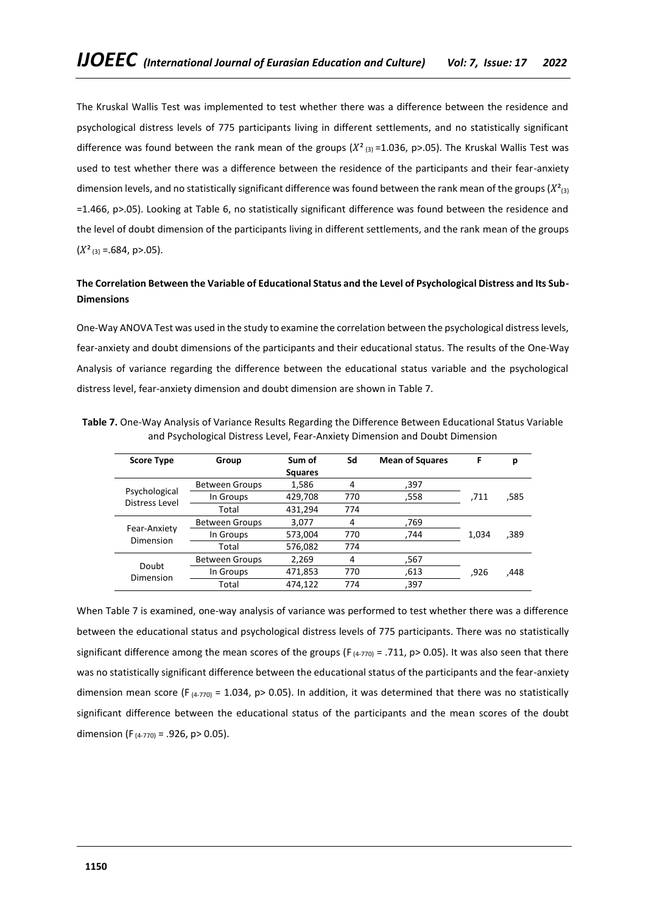The Kruskal Wallis Test was implemented to test whether there was a difference between the residence and psychological distress levels of 775 participants living in different settlements, and no statistically significant difference was found between the rank mean of the groups ($X^2_{(3)}$ =1.036, p>.05). The Kruskal Wallis Test was used to test whether there was a difference between the residence of the participants and their fear-anxiety dimension levels, and no statistically significant difference was found between the rank mean of the groups ($X^2_{(3)}$ =1.466, p>.05). Looking at Table 6, no statistically significant difference was found between the residence and the level of doubt dimension of the participants living in different settlements, and the rank mean of the groups ($X^2_{(3)}$ =.684, p>.05).

**The Correlation Between the Variable of Educational Status and the Level of Psychological Distress and Its Sub-Dimensions**

One-Way ANOVA Test was used in the study to examine the correlation between the psychological distress levels, fear-anxiety and doubt dimensions of the participants and their educational status. The results of the One-Way Analysis of variance regarding the difference between the educational status variable and the psychological distress level, fear-anxiety dimension and doubt dimension are shown in Table 7.

**Table 7.** One-Way Analysis of Variance Results Regarding the Difference Between Educational Status Variable and Psychological Distress Level, Fear-Anxiety Dimension and Doubt Dimension

| Score Type | Group | Sum of Squares | Sd | Mean of Squares | F | p |
|---|---|---|---|---|---|---|
| Psychological Distress Level | Between Groups | 1,586 | 4 | ,397 | ,711 | ,585 |
| | In Groups | 429,708 | 770 | ,558 | | |
| | Total | 431,294 | 774 | | | |
| Fear-Anxiety Dimension | Between Groups | 3,077 | 4 | ,769 | 1,034 | ,389 |
| | In Groups | 573,004 | 770 | ,744 | | |
| | Total | 576,082 | 774 | | | |
| Doubt Dimension | Between Groups | 2,269 | 4 | ,567 | ,926 | ,448 |
| | In Groups | 471,853 | 770 | ,613 | | |
| | Total | 474,122 | 774 | ,397 | | |

When Table 7 is examined, one-way analysis of variance was performed to test whether there was a difference between the educational status and psychological distress levels of 775 participants. There was no statistically significant difference among the mean scores of the groups ($F_{(4\text{-}770)}$ = .711, p> 0.05). It was also seen that there was no statistically significant difference between the educational status of the participants and the fear-anxiety dimension mean score ($F_{(4\text{-}770)}$ = 1.034, p> 0.05). In addition, it was determined that there was no statistically significant difference between the educational status of the participants and the mean scores of the doubt dimension ($F_{(4\text{-}770)}$ = .926, p> 0.05).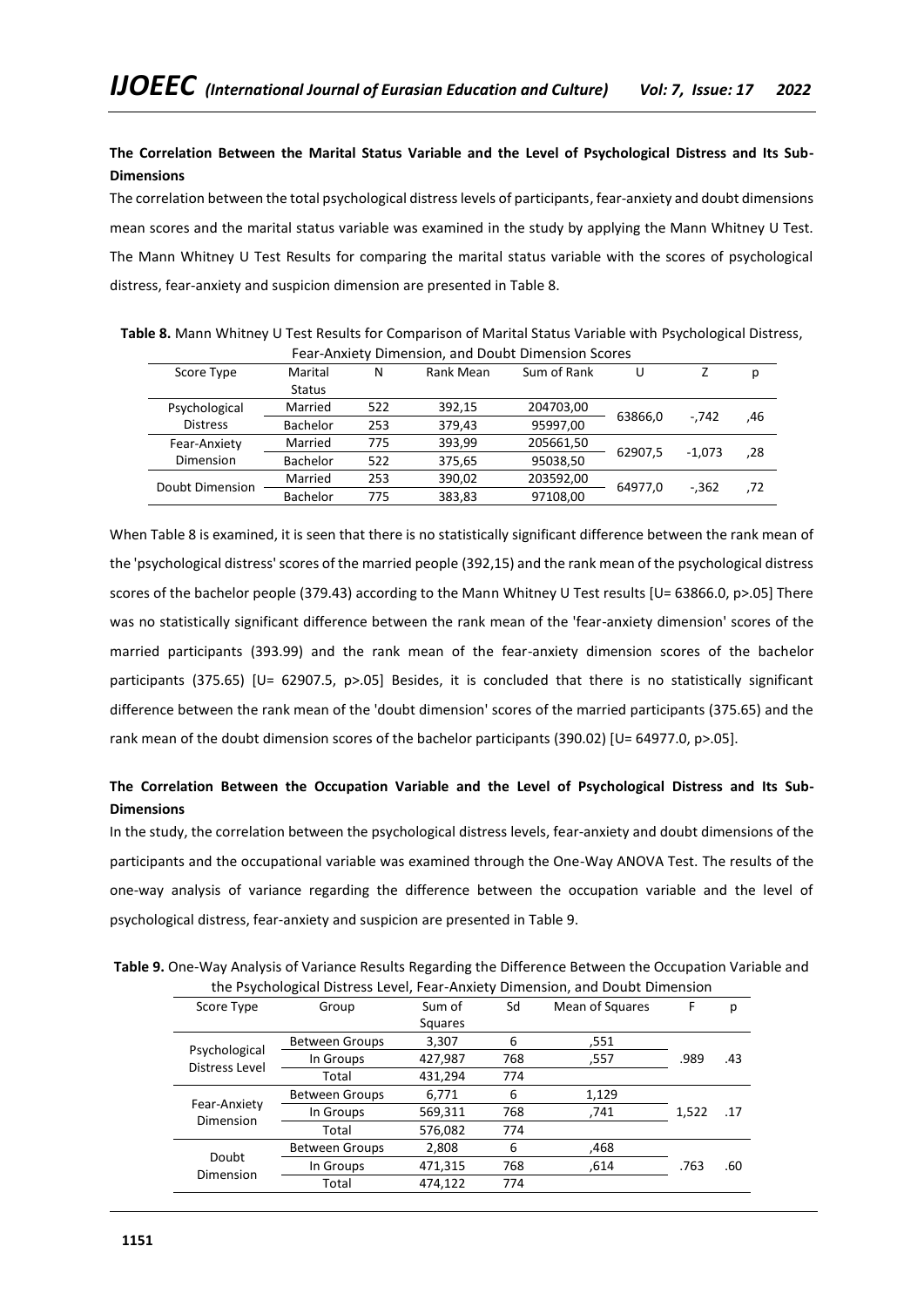**The Correlation Between the Marital Status Variable and the Level of Psychological Distress and Its Sub-Dimensions**

The correlation between the total psychological distress levels of participants, fear-anxiety and doubt dimensions mean scores and the marital status variable was examined in the study by applying the Mann Whitney U Test. The Mann Whitney U Test Results for comparing the marital status variable with the scores of psychological distress, fear-anxiety and suspicion dimension are presented in Table 8.

**Table 8.** Mann Whitney U Test Results for Comparison of Marital Status Variable with Psychological Distress, Fear-Anxiety Dimension, and Doubt Dimension Scores

| Score Type | Marital Status | N | Rank Mean | Sum of Rank | U | Z | p |
|---|---|---|---|---|---|---|---|
| Psychological Distress | Married | 522 | 392,15 | 204703,00 | 63866,0 | -,742 | ,46 |
| | Bachelor | 253 | 379,43 | 95997,00 | | | |
| Fear-Anxiety Dimension | Married | 775 | 393,99 | 205661,50 | 62907,5 | -1,073 | ,28 |
| | Bachelor | 522 | 375,65 | 95038,50 | | | |
| Doubt Dimension | Married | 253 | 390,02 | 203592,00 | 64977,0 | -,362 | ,72 |
| | Bachelor | 775 | 383,83 | 97108,00 | | | |

When Table 8 is examined, it is seen that there is no statistically significant difference between the rank mean of the 'psychological distress' scores of the married people (392,15) and the rank mean of the psychological distress scores of the bachelor people (379.43) according to the Mann Whitney U Test results [U= 63866.0, p>.05] There was no statistically significant difference between the rank mean of the 'fear-anxiety dimension' scores of the married participants (393.99) and the rank mean of the fear-anxiety dimension scores of the bachelor participants (375.65) [U= 62907.5, p>.05] Besides, it is concluded that there is no statistically significant difference between the rank mean of the 'doubt dimension' scores of the married participants (375.65) and the rank mean of the doubt dimension scores of the bachelor participants (390.02) [U= 64977.0, p>.05].

**The Correlation Between the Occupation Variable and the Level of Psychological Distress and Its Sub-Dimensions**

In the study, the correlation between the psychological distress levels, fear-anxiety and doubt dimensions of the participants and the occupational variable was examined through the One-Way ANOVA Test. The results of the one-way analysis of variance regarding the difference between the occupation variable and the level of psychological distress, fear-anxiety and suspicion are presented in Table 9.

**Table 9.** One-Way Analysis of Variance Results Regarding the Difference Between the Occupation Variable and the Psychological Distress Level, Fear-Anxiety Dimension, and Doubt Dimension

| Score Type | Group | Sum of Squares | Sd | Mean of Squares | F | p |
|---|---|---|---|---|---|---|
| Psychological Distress Level | Between Groups | 3,307 | 6 | ,551 | .989 | .43 |
| | In Groups | 427,987 | 768 | ,557 | | |
| | Total | 431,294 | 774 | | | |
| Fear-Anxiety Dimension | Between Groups | 6,771 | 6 | 1,129 | 1,522 | .17 |
| | In Groups | 569,311 | 768 | ,741 | | |
| | Total | 576,082 | 774 | | | |
| Doubt Dimension | Between Groups | 2,808 | 6 | ,468 | .763 | .60 |
| | In Groups | 471,315 | 768 | ,614 | | |
| | Total | 474,122 | 774 | | | |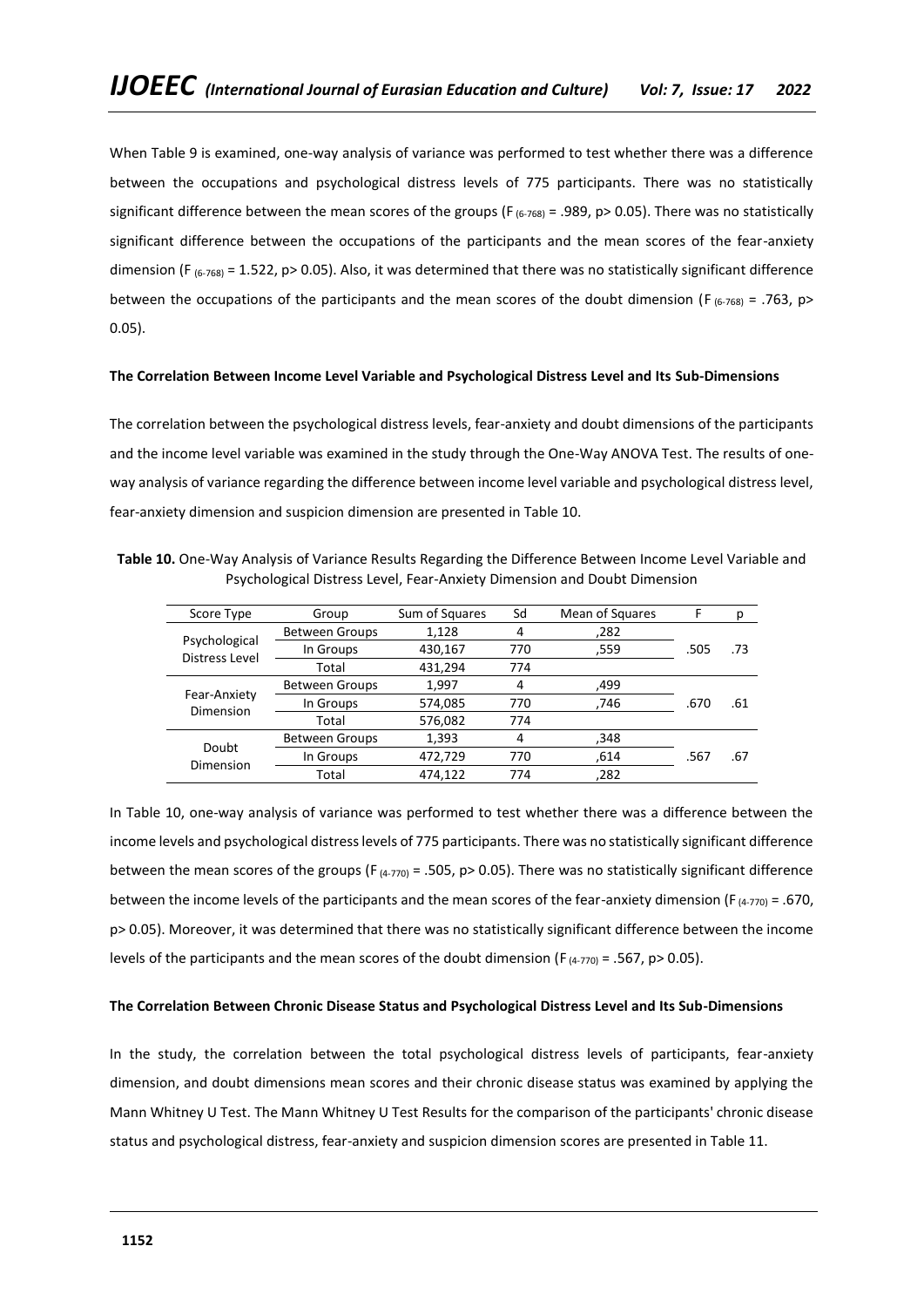When Table 9 is examined, one-way analysis of variance was performed to test whether there was a difference between the occupations and psychological distress levels of 775 participants. There was no statistically significant difference between the mean scores of the groups ($F_{(6\text{-}768)} = .989$, $p > 0.05$). There was no statistically significant difference between the occupations of the participants and the mean scores of the fear-anxiety dimension ($F_{(6\text{-}768)} = 1.522$, $p > 0.05$). Also, it was determined that there was no statistically significant difference between the occupations of the participants and the mean scores of the doubt dimension ($F_{(6\text{-}768)} = .763$, $p > 0.05$).

**The Correlation Between Income Level Variable and Psychological Distress Level and Its Sub-Dimensions**

The correlation between the psychological distress levels, fear-anxiety and doubt dimensions of the participants and the income level variable was examined in the study through the One-Way ANOVA Test. The results of one-way analysis of variance regarding the difference between income level variable and psychological distress level, fear-anxiety dimension and suspicion dimension are presented in Table 10.

**Table 10.** One-Way Analysis of Variance Results Regarding the Difference Between Income Level Variable and Psychological Distress Level, Fear-Anxiety Dimension and Doubt Dimension

| Score Type | Group | Sum of Squares | Sd | Mean of Squares | F | p |
|---|---|---|---|---|---|---|
| Psychological Distress Level | Between Groups | 1,128 | 4 | ,282 | .505 | .73 |
| | In Groups | 430,167 | 770 | ,559 | | |
| | Total | 431,294 | 774 | | | |
| Fear-Anxiety Dimension | Between Groups | 1,997 | 4 | ,499 | .670 | .61 |
| | In Groups | 574,085 | 770 | ,746 | | |
| | Total | 576,082 | 774 | | | |
| Doubt Dimension | Between Groups | 1,393 | 4 | ,348 | .567 | .67 |
| | In Groups | 472,729 | 770 | ,614 | | |
| | Total | 474,122 | 774 | ,282 | | |

In Table 10, one-way analysis of variance was performed to test whether there was a difference between the income levels and psychological distress levels of 775 participants. There was no statistically significant difference between the mean scores of the groups ($F_{(4\text{-}770)} = .505$, $p > 0.05$). There was no statistically significant difference between the income levels of the participants and the mean scores of the fear-anxiety dimension ($F_{(4\text{-}770)} = .670$, $p > 0.05$). Moreover, it was determined that there was no statistically significant difference between the income levels of the participants and the mean scores of the doubt dimension ($F_{(4\text{-}770)} = .567$, $p > 0.05$).

**The Correlation Between Chronic Disease Status and Psychological Distress Level and Its Sub-Dimensions**

In the study, the correlation between the total psychological distress levels of participants, fear-anxiety dimension, and doubt dimensions mean scores and their chronic disease status was examined by applying the Mann Whitney U Test. The Mann Whitney U Test Results for the comparison of the participants' chronic disease status and psychological distress, fear-anxiety and suspicion dimension scores are presented in Table 11.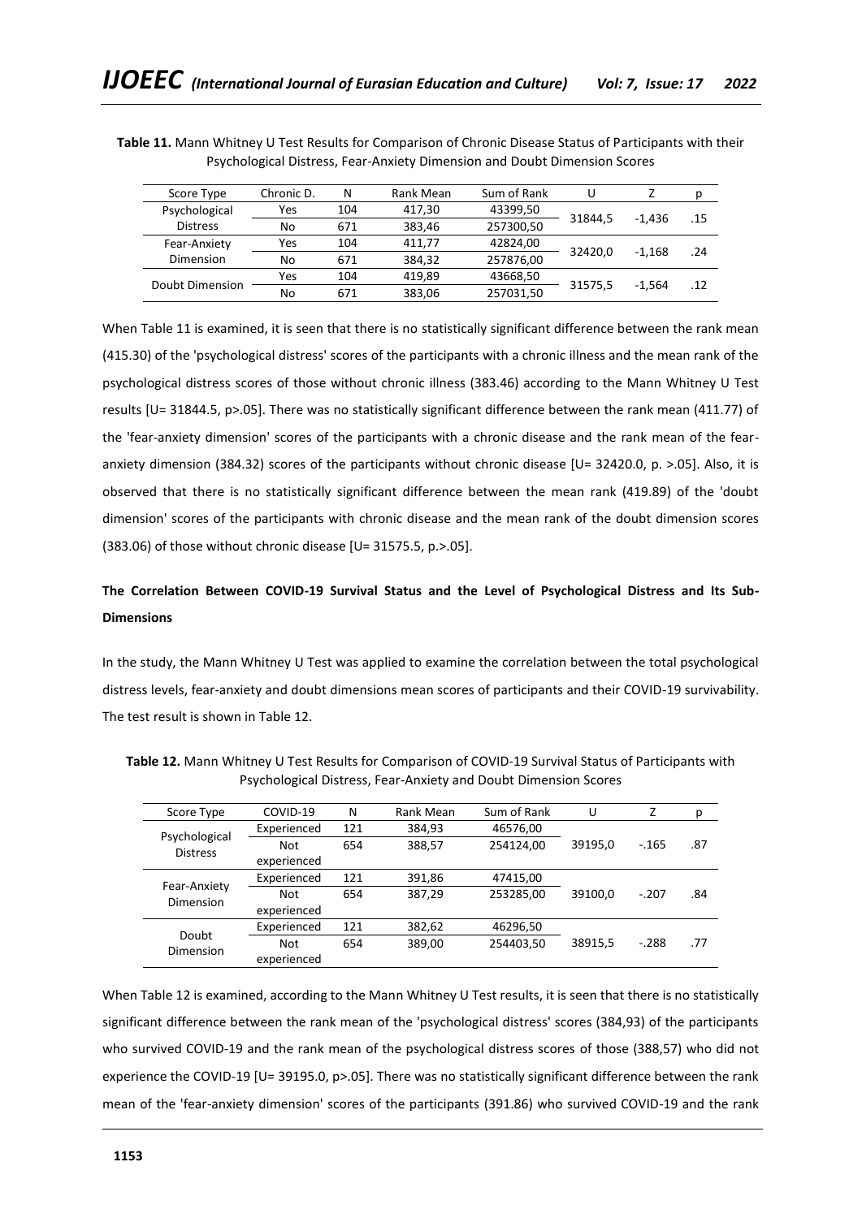**Table 11.** Mann Whitney U Test Results for Comparison of Chronic Disease Status of Participants with their Psychological Distress, Fear-Anxiety Dimension and Doubt Dimension Scores

| Score Type | Chronic D. | N | Rank Mean | Sum of Rank | U | Z | p |
|---|---|---|---|---|---|---|---|
| Psychological Distress | Yes | 104 | 417,30 | 43399,50 | 31844,5 | -1,436 | .15 |
| | No | 671 | 383,46 | 257300,50 | | | |
| Fear-Anxiety Dimension | Yes | 104 | 411,77 | 42824,00 | 32420,0 | -1,168 | .24 |
| | No | 671 | 384,32 | 257876,00 | | | |
| Doubt Dimension | Yes | 104 | 419,89 | 43668,50 | 31575,5 | -1,564 | .12 |
| | No | 671 | 383,06 | 257031,50 | | | |

When Table 11 is examined, it is seen that there is no statistically significant difference between the rank mean (415.30) of the 'psychological distress' scores of the participants with a chronic illness and the mean rank of the psychological distress scores of those without chronic illness (383.46) according to the Mann Whitney U Test results [U= 31844.5, p>.05]. There was no statistically significant difference between the rank mean (411.77) of the 'fear-anxiety dimension' scores of the participants with a chronic disease and the rank mean of the fear-anxiety dimension (384.32) scores of the participants without chronic disease [U= 32420.0, p. >.05]. Also, it is observed that there is no statistically significant difference between the mean rank (419.89) of the 'doubt dimension' scores of the participants with chronic disease and the mean rank of the doubt dimension scores (383.06) of those without chronic disease [U= 31575.5, p.>.05].

## The Correlation Between COVID-19 Survival Status and the Level of Psychological Distress and Its Sub-Dimensions

In the study, the Mann Whitney U Test was applied to examine the correlation between the total psychological distress levels, fear-anxiety and doubt dimensions mean scores of participants and their COVID-19 survivability. The test result is shown in Table 12.

**Table 12.** Mann Whitney U Test Results for Comparison of COVID-19 Survival Status of Participants with Psychological Distress, Fear-Anxiety and Doubt Dimension Scores

| Score Type | COVID-19 | N | Rank Mean | Sum of Rank | U | Z | p |
|---|---|---|---|---|---|---|---|
| Psychological Distress | Experienced | 121 | 384,93 | 46576,00 | 39195,0 | -.165 | .87 |
| | Not experienced | 654 | 388,57 | 254124,00 | | | |
| Fear-Anxiety Dimension | Experienced | 121 | 391,86 | 47415,00 | 39100,0 | -.207 | .84 |
| | Not experienced | 654 | 387,29 | 253285,00 | | | |
| Doubt Dimension | Experienced | 121 | 382,62 | 46296,50 | 38915,5 | -.288 | .77 |
| | Not experienced | 654 | 389,00 | 254403,50 | | | |

When Table 12 is examined, according to the Mann Whitney U Test results, it is seen that there is no statistically significant difference between the rank mean of the 'psychological distress' scores (384,93) of the participants who survived COVID-19 and the rank mean of the psychological distress scores of those (388,57) who did not experience the COVID-19 [U= 39195.0, p>.05]. There was no statistically significant difference between the rank mean of the 'fear-anxiety dimension' scores of the participants (391.86) who survived COVID-19 and the rank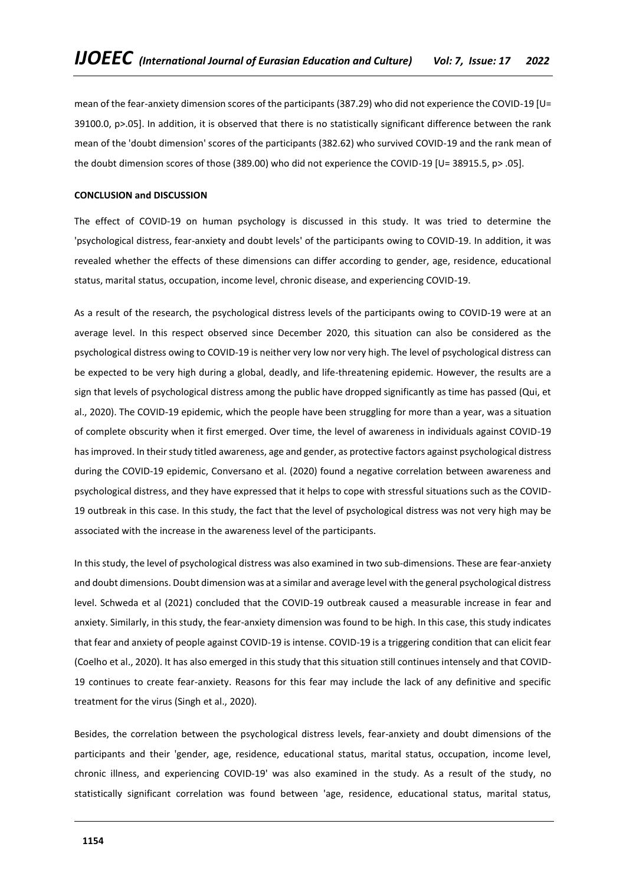mean of the fear-anxiety dimension scores of the participants (387.29) who did not experience the COVID-19 [$U= 39100.0$, $p>.05$]. In addition, it is observed that there is no statistically significant difference between the rank mean of the 'doubt dimension' scores of the participants (382.62) who survived COVID-19 and the rank mean of the doubt dimension scores of those (389.00) who did not experience the COVID-19 [$U= 38915.5$, $p> .05$].

**CONCLUSION and DISCUSSION**

The effect of COVID-19 on human psychology is discussed in this study. It was tried to determine the 'psychological distress, fear-anxiety and doubt levels' of the participants owing to COVID-19. In addition, it was revealed whether the effects of these dimensions can differ according to gender, age, residence, educational status, marital status, occupation, income level, chronic disease, and experiencing COVID-19.

As a result of the research, the psychological distress levels of the participants owing to COVID-19 were at an average level. In this respect observed since December 2020, this situation can also be considered as the psychological distress owing to COVID-19 is neither very low nor very high. The level of psychological distress can be expected to be very high during a global, deadly, and life-threatening epidemic. However, the results are a sign that levels of psychological distress among the public have dropped significantly as time has passed (Qui, et al., 2020). The COVID-19 epidemic, which the people have been struggling for more than a year, was a situation of complete obscurity when it first emerged. Over time, the level of awareness in individuals against COVID-19 has improved. In their study titled awareness, age and gender, as protective factors against psychological distress during the COVID-19 epidemic, Conversano et al. (2020) found a negative correlation between awareness and psychological distress, and they have expressed that it helps to cope with stressful situations such as the COVID-19 outbreak in this case. In this study, the fact that the level of psychological distress was not very high may be associated with the increase in the awareness level of the participants.

In this study, the level of psychological distress was also examined in two sub-dimensions. These are fear-anxiety and doubt dimensions. Doubt dimension was at a similar and average level with the general psychological distress level. Schweda et al (2021) concluded that the COVID-19 outbreak caused a measurable increase in fear and anxiety. Similarly, in this study, the fear-anxiety dimension was found to be high. In this case, this study indicates that fear and anxiety of people against COVID-19 is intense. COVID-19 is a triggering condition that can elicit fear (Coelho et al., 2020). It has also emerged in this study that this situation still continues intensely and that COVID-19 continues to create fear-anxiety. Reasons for this fear may include the lack of any definitive and specific treatment for the virus (Singh et al., 2020).

Besides, the correlation between the psychological distress levels, fear-anxiety and doubt dimensions of the participants and their 'gender, age, residence, educational status, marital status, occupation, income level, chronic illness, and experiencing COVID-19' was also examined in the study. As a result of the study, no statistically significant correlation was found between 'age, residence, educational status, marital status,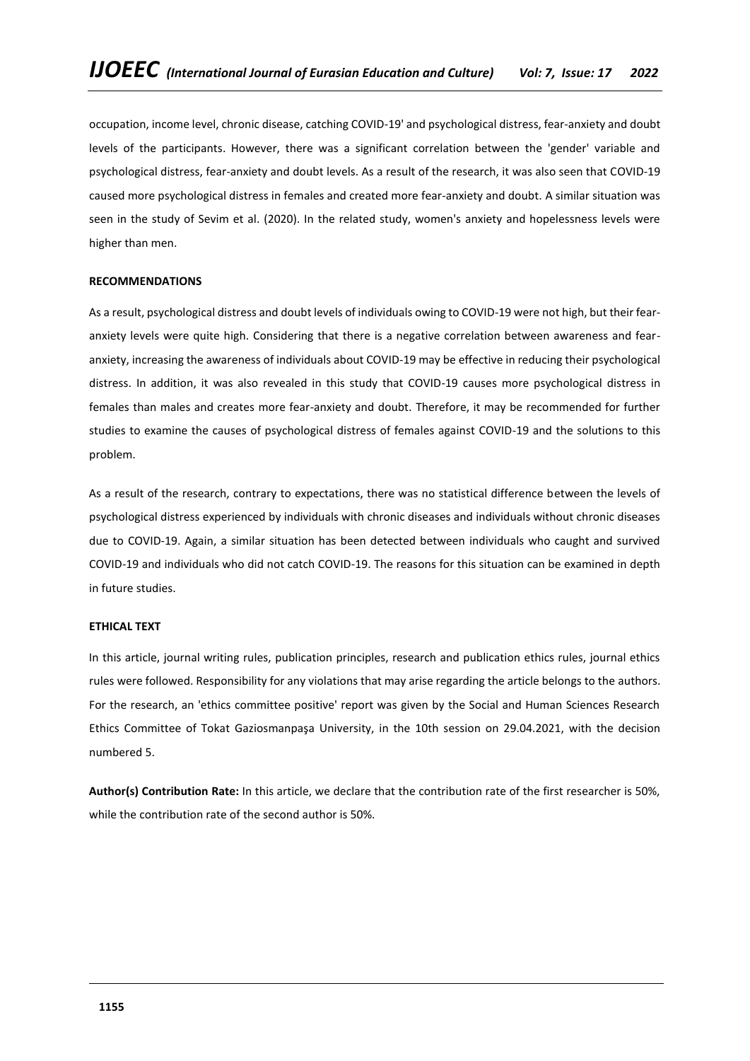occupation, income level, chronic disease, catching COVID-19' and psychological distress, fear-anxiety and doubt levels of the participants. However, there was a significant correlation between the 'gender' variable and psychological distress, fear-anxiety and doubt levels. As a result of the research, it was also seen that COVID-19 caused more psychological distress in females and created more fear-anxiety and doubt. A similar situation was seen in the study of Sevim et al. (2020). In the related study, women's anxiety and hopelessness levels were higher than men.

## RECOMMENDATIONS

As a result, psychological distress and doubt levels of individuals owing to COVID-19 were not high, but their fear-anxiety levels were quite high. Considering that there is a negative correlation between awareness and fear-anxiety, increasing the awareness of individuals about COVID-19 may be effective in reducing their psychological distress. In addition, it was also revealed in this study that COVID-19 causes more psychological distress in females than males and creates more fear-anxiety and doubt. Therefore, it may be recommended for further studies to examine the causes of psychological distress of females against COVID-19 and the solutions to this problem.

As a result of the research, contrary to expectations, there was no statistical difference between the levels of psychological distress experienced by individuals with chronic diseases and individuals without chronic diseases due to COVID-19. Again, a similar situation has been detected between individuals who caught and survived COVID-19 and individuals who did not catch COVID-19. The reasons for this situation can be examined in depth in future studies.

## ETHICAL TEXT

In this article, journal writing rules, publication principles, research and publication ethics rules, journal ethics rules were followed. Responsibility for any violations that may arise regarding the article belongs to the authors. For the research, an 'ethics committee positive' report was given by the Social and Human Sciences Research Ethics Committee of Tokat Gaziosmanpaşa University, in the 10th session on 29.04.2021, with the decision numbered 5.

**Author(s) Contribution Rate:** In this article, we declare that the contribution rate of the first researcher is 50%, while the contribution rate of the second author is 50%.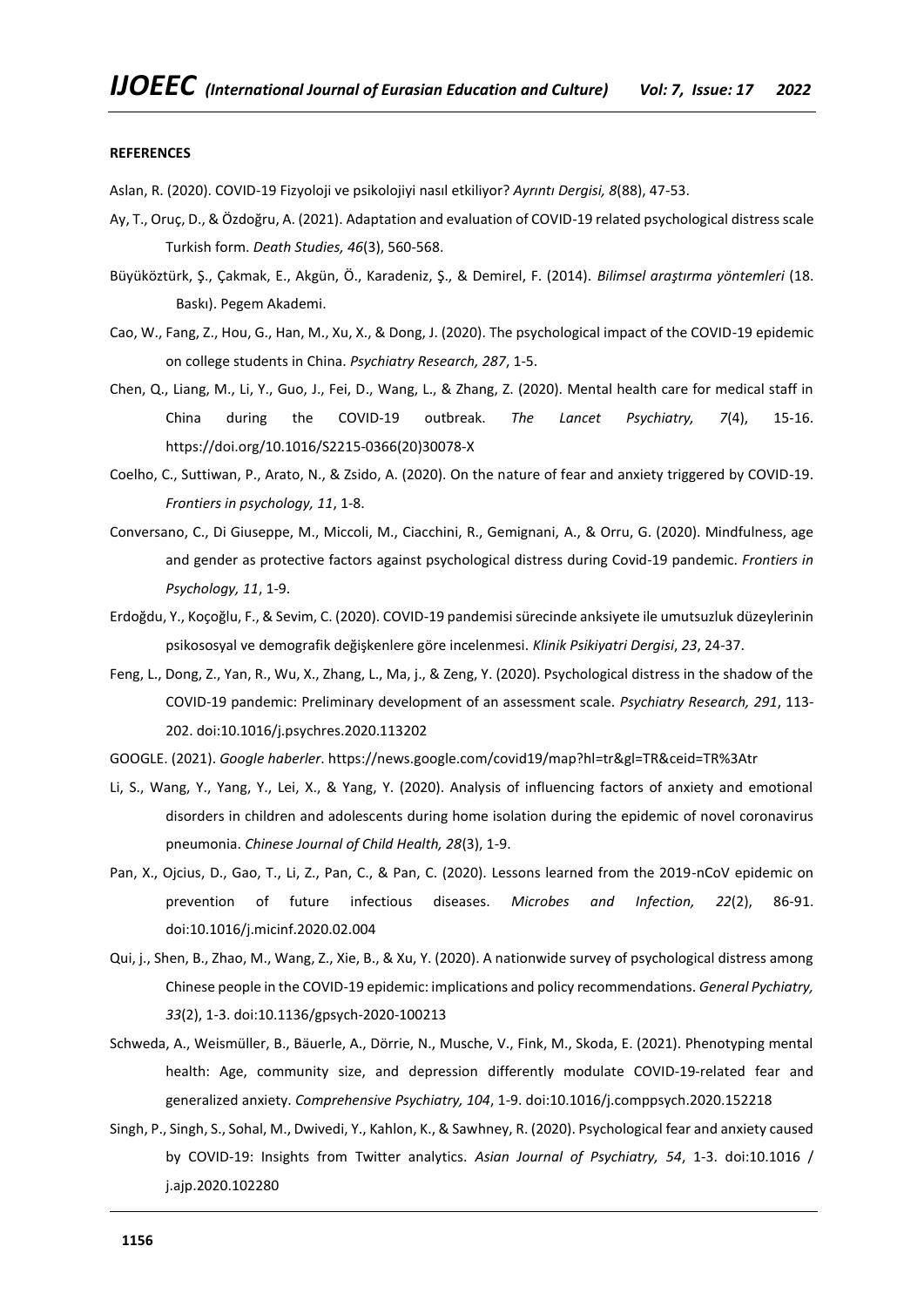**REFERENCES**

Aslan, R. (2020). COVID-19 Fizyoloji ve psikolojiyi nasıl etkiliyor? *Ayrıntı Dergisi, 8*(88), 47-53.

Ay, T., Oruç, D., & Özdoğru, A. (2021). Adaptation and evaluation of COVID-19 related psychological distress scale Turkish form. *Death Studies, 46*(3), 560-568.

Büyüköztürk, Ş., Çakmak, E., Akgün, Ö., Karadeniz, Ş., & Demirel, F. (2014). *Bilimsel araştırma yöntemleri* (18. Baskı). Pegem Akademi.

Cao, W., Fang, Z., Hou, G., Han, M., Xu, X., & Dong, J. (2020). The psychological impact of the COVID-19 epidemic on college students in China. *Psychiatry Research, 287*, 1-5.

Chen, Q., Liang, M., Li, Y., Guo, J., Fei, D., Wang, L., & Zhang, Z. (2020). Mental health care for medical staff in China during the COVID-19 outbreak. *The Lancet Psychiatry, 7*(4), 15-16. https://doi.org/10.1016/S2215-0366(20)30078-X

Coelho, C., Suttiwan, P., Arato, N., & Zsido, A. (2020). On the nature of fear and anxiety triggered by COVID-19. *Frontiers in psychology, 11*, 1-8.

Conversano, C., Di Giuseppe, M., Miccoli, M., Ciacchini, R., Gemignani, A., & Orru, G. (2020). Mindfulness, age and gender as protective factors against psychological distress during Covid-19 pandemic. *Frontiers in Psychology, 11*, 1-9.

Erdoğdu, Y., Koçoğlu, F., & Sevim, C. (2020). COVID-19 pandemisi sürecinde anksiyete ile umutsuzluk düzeylerinin psikososyal ve demografik değişkenlere göre incelenmesi. *Klinik Psikiyatri Dergisi*, *23*, 24-37.

Feng, L., Dong, Z., Yan, R., Wu, X., Zhang, L., Ma, j., & Zeng, Y. (2020). Psychological distress in the shadow of the COVID-19 pandemic: Preliminary development of an assessment scale. *Psychiatry Research, 291*, 113-202. doi:10.1016/j.psychres.2020.113202

GOOGLE. (2021). *Google haberler*. https://news.google.com/covid19/map?hl=tr&gl=TR&ceid=TR%3Atr

Li, S., Wang, Y., Yang, Y., Lei, X., & Yang, Y. (2020). Analysis of influencing factors of anxiety and emotional disorders in children and adolescents during home isolation during the epidemic of novel coronavirus pneumonia. *Chinese Journal of Child Health, 28*(3), 1-9.

Pan, X., Ojcius, D., Gao, T., Li, Z., Pan, C., & Pan, C. (2020). Lessons learned from the 2019-nCoV epidemic on prevention of future infectious diseases. *Microbes and Infection, 22*(2), 86-91. doi:10.1016/j.micinf.2020.02.004

Qui, j., Shen, B., Zhao, M., Wang, Z., Xie, B., & Xu, Y. (2020). A nationwide survey of psychological distress among Chinese people in the COVID-19 epidemic: implications and policy recommendations. *General Pychiatry, 33*(2), 1-3. doi:10.1136/gpsych-2020-100213

Schweda, A., Weismüller, B., Bäuerle, A., Dörrie, N., Musche, V., Fink, M., Skoda, E. (2021). Phenotyping mental health: Age, community size, and depression differently modulate COVID-19-related fear and generalized anxiety. *Comprehensive Psychiatry, 104*, 1-9. doi:10.1016/j.comppsych.2020.152218

Singh, P., Singh, S., Sohal, M., Dwivedi, Y., Kahlon, K., & Sawhney, R. (2020). Psychological fear and anxiety caused by COVID-19: Insights from Twitter analytics. *Asian Journal of Psychiatry, 54*, 1-3. doi:10.1016 / j.ajp.2020.102280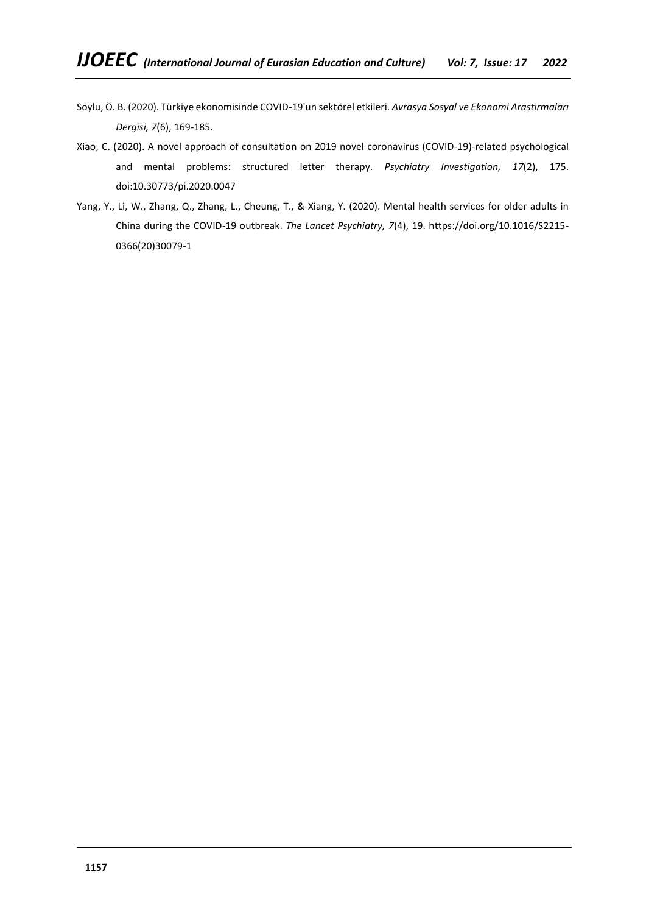Soylu, Ö. B. (2020). Türkiye ekonomisinde COVID-19'un sektörel etkileri. *Avrasya Sosyal ve Ekonomi Araştırmaları Dergisi, 7*(6), 169-185.

Xiao, C. (2020). A novel approach of consultation on 2019 novel coronavirus (COVID-19)-related psychological and mental problems: structured letter therapy. *Psychiatry Investigation, 17*(2), 175. doi:10.30773/pi.2020.0047

Yang, Y., Li, W., Zhang, Q., Zhang, L., Cheung, T., & Xiang, Y. (2020). Mental health services for older adults in China during the COVID-19 outbreak. *The Lancet Psychiatry, 7*(4), 19. https://doi.org/10.1016/S2215-0366(20)30079-1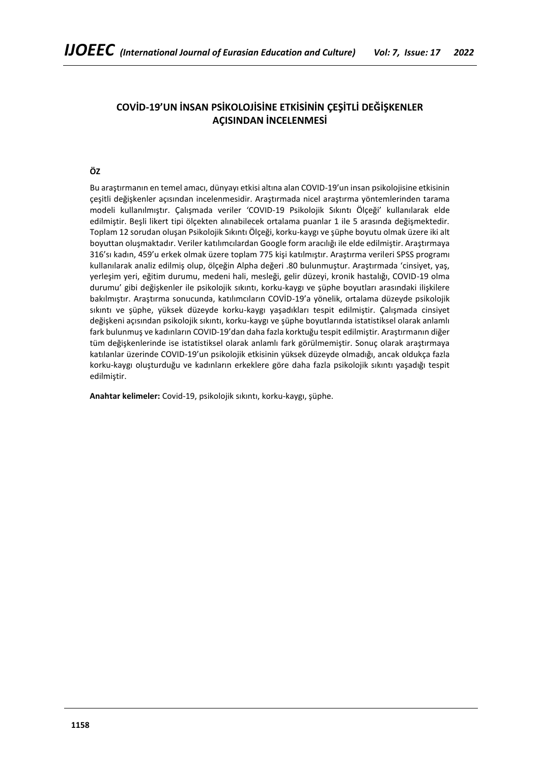# COVİD-19'UN İNSAN PSİKOLOJİSİNE ETKİSİNİN ÇEŞİTLİ DEĞİŞKENLER AÇISINDAN İNCELENMESİ

**ÖZ**

Bu araştırmanın en temel amacı, dünyayı etkisi altına alan COVID-19'un insan psikolojisine etkisinin çeşitli değişkenler açısından incelenmesidir. Araştırmada nicel araştırma yöntemlerinden tarama modeli kullanılmıştır. Çalışmada veriler 'COVID-19 Psikolojik Sıkıntı Ölçeği' kullanılarak elde edilmiştir. Beşli likert tipi ölçekten alınabilecek ortalama puanlar 1 ile 5 arasında değişmektedir. Toplam 12 sorudan oluşan Psikolojik Sıkıntı Ölçeği, korku-kaygı ve şüphe boyutu olmak üzere iki alt boyuttan oluşmaktadır. Veriler katılımcılardan Google form aracılığı ile elde edilmiştir. Araştırmaya 316'sı kadın, 459'u erkek olmak üzere toplam 775 kişi katılmıştır. Araştırma verileri SPSS programı kullanılarak analiz edilmiş olup, ölçeğin Alpha değeri .80 bulunmuştur. Araştırmada 'cinsiyet, yaş, yerleşim yeri, eğitim durumu, medeni hali, mesleği, gelir düzeyi, kronik hastalığı, COVID-19 olma durumu' gibi değişkenler ile psikolojik sıkıntı, korku-kaygı ve şüphe boyutları arasındaki ilişkilere bakılmıştır. Araştırma sonucunda, katılımcıların COVİD-19'a yönelik, ortalama düzeyde psikolojik sıkıntı ve şüphe, yüksek düzeyde korku-kaygı yaşadıkları tespit edilmiştir. Çalışmada cinsiyet değişkeni açısından psikolojik sıkıntı, korku-kaygı ve şüphe boyutlarında istatistiksel olarak anlamlı fark bulunmuş ve kadınların COVID-19'dan daha fazla korktuğu tespit edilmiştir. Araştırmanın diğer tüm değişkenlerinde ise istatistiksel olarak anlamlı fark görülmemiştir. Sonuç olarak araştırmaya katılanlar üzerinde COVID-19'un psikolojik etkisinin yüksek düzeyde olmadığı, ancak oldukça fazla korku-kaygı oluşturduğu ve kadınların erkeklere göre daha fazla psikolojik sıkıntı yaşadığı tespit edilmiştir.

**Anahtar kelimeler:** Covid-19, psikolojik sıkıntı, korku-kaygı, şüphe.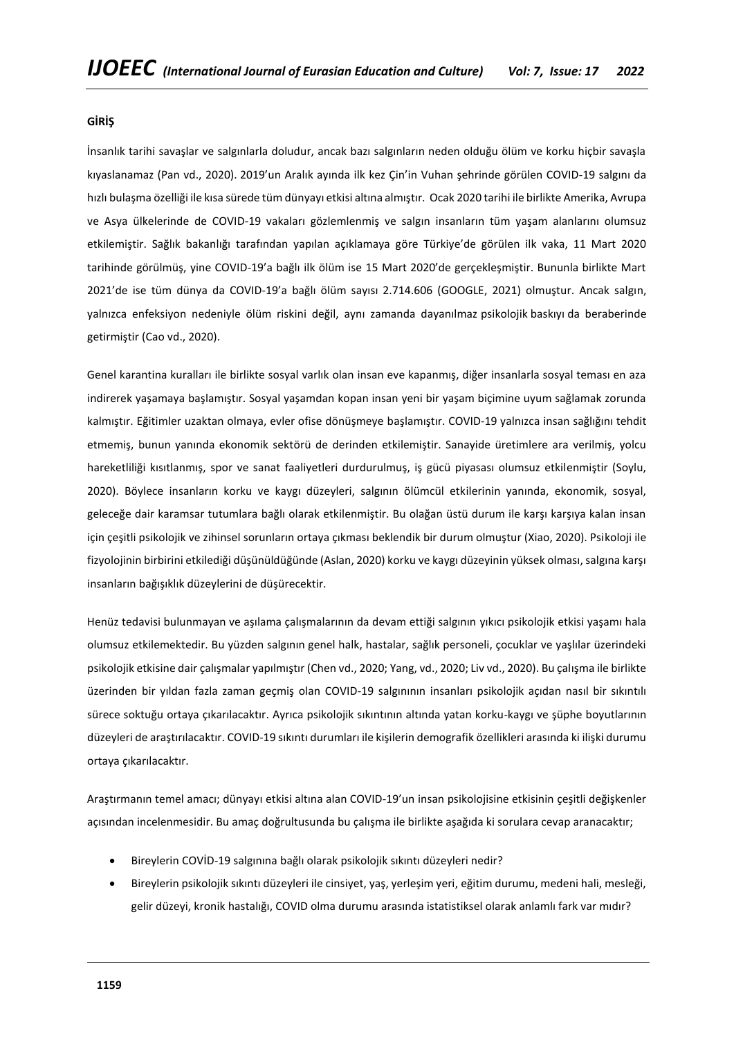**GİRİŞ**

İnsanlık tarihi savaşlar ve salgınlarla doludur, ancak bazı salgınların neden olduğu ölüm ve korku hiçbir savaşla kıyaslanamaz (Pan vd., 2020). 2019'un Aralık ayında ilk kez Çin'in Vuhan şehrinde görülen COVID-19 salgını da hızlı bulaşma özelliği ile kısa sürede tüm dünyayı etkisi altına almıştır. Ocak 2020 tarihi ile birlikte Amerika, Avrupa ve Asya ülkelerinde de COVID-19 vakaları gözlemlenmiş ve salgın insanların tüm yaşam alanlarını olumsuz etkilemiştir. Sağlık bakanlığı tarafından yapılan açıklamaya göre Türkiye'de görülen ilk vaka, 11 Mart 2020 tarihinde görülmüş, yine COVID-19'a bağlı ilk ölüm ise 15 Mart 2020'de gerçekleşmiştir. Bununla birlikte Mart 2021'de ise tüm dünya da COVID-19'a bağlı ölüm sayısı 2.714.606 (GOOGLE, 2021) olmuştur. Ancak salgın, yalnızca enfeksiyon nedeniyle ölüm riskini değil, aynı zamanda dayanılmaz psikolojik baskıyı da beraberinde getirmiştir (Cao vd., 2020).

Genel karantina kuralları ile birlikte sosyal varlık olan insan eve kapanmış, diğer insanlarla sosyal teması en aza indirerek yaşamaya başlamıştır. Sosyal yaşamdan kopan insan yeni bir yaşam biçimine uyum sağlamak zorunda kalmıştır. Eğitimler uzaktan olmaya, evler ofise dönüşmeye başlamıştır. COVID-19 yalnızca insan sağlığını tehdit etmemiş, bunun yanında ekonomik sektörü de derinden etkilemiştir. Sanayide üretimlere ara verilmiş, yolcu hareketliliği kısıtlanmış, spor ve sanat faaliyetleri durdurulmuş, iş gücü piyasası olumsuz etkilenmiştir (Soylu, 2020). Böylece insanların korku ve kaygı düzeyleri, salgının ölümcül etkilerinin yanında, ekonomik, sosyal, geleceğe dair karamsar tutumlara bağlı olarak etkilenmiştir. Bu olağan üstü durum ile karşı karşıya kalan insan için çeşitli psikolojik ve zihinsel sorunların ortaya çıkması beklendik bir durum olmuştur (Xiao, 2020). Psikoloji ile fizyolojinin birbirini etkilediği düşünüldüğünde (Aslan, 2020) korku ve kaygı düzeyinin yüksek olması, salgına karşı insanların bağışıklık düzeylerini de düşürecektir.

Henüz tedavisi bulunmayan ve aşılama çalışmalarının da devam ettiği salgının yıkıcı psikolojik etkisi yaşamı hala olumsuz etkilemektedir. Bu yüzden salgının genel halk, hastalar, sağlık personeli, çocuklar ve yaşlılar üzerindeki psikolojik etkisine dair çalışmalar yapılmıştır (Chen vd., 2020; Yang, vd., 2020; Liv vd., 2020). Bu çalışma ile birlikte üzerinden bir yıldan fazla zaman geçmiş olan COVID-19 salgınının insanları psikolojik açıdan nasıl bir sıkıntılı sürece soktuğu ortaya çıkarılacaktır. Ayrıca psikolojik sıkıntının altında yatan korku-kaygı ve şüphe boyutlarının düzeyleri de araştırılacaktır. COVID-19 sıkıntı durumları ile kişilerin demografik özellikleri arasında ki ilişki durumu ortaya çıkarılacaktır.

Araştırmanın temel amacı; dünyayı etkisi altına alan COVID-19'un insan psikolojisine etkisinin çeşitli değişkenler açısından incelenmesidir. Bu amaç doğrultusunda bu çalışma ile birlikte aşağıda ki sorulara cevap aranacaktır;

- Bireylerin COVİD-19 salgınına bağlı olarak psikolojik sıkıntı düzeyleri nedir?
- Bireylerin psikolojik sıkıntı düzeyleri ile cinsiyet, yaş, yerleşim yeri, eğitim durumu, medeni hali, mesleği, gelir düzeyi, kronik hastalığı, COVID olma durumu arasında istatistiksel olarak anlamlı fark var mıdır?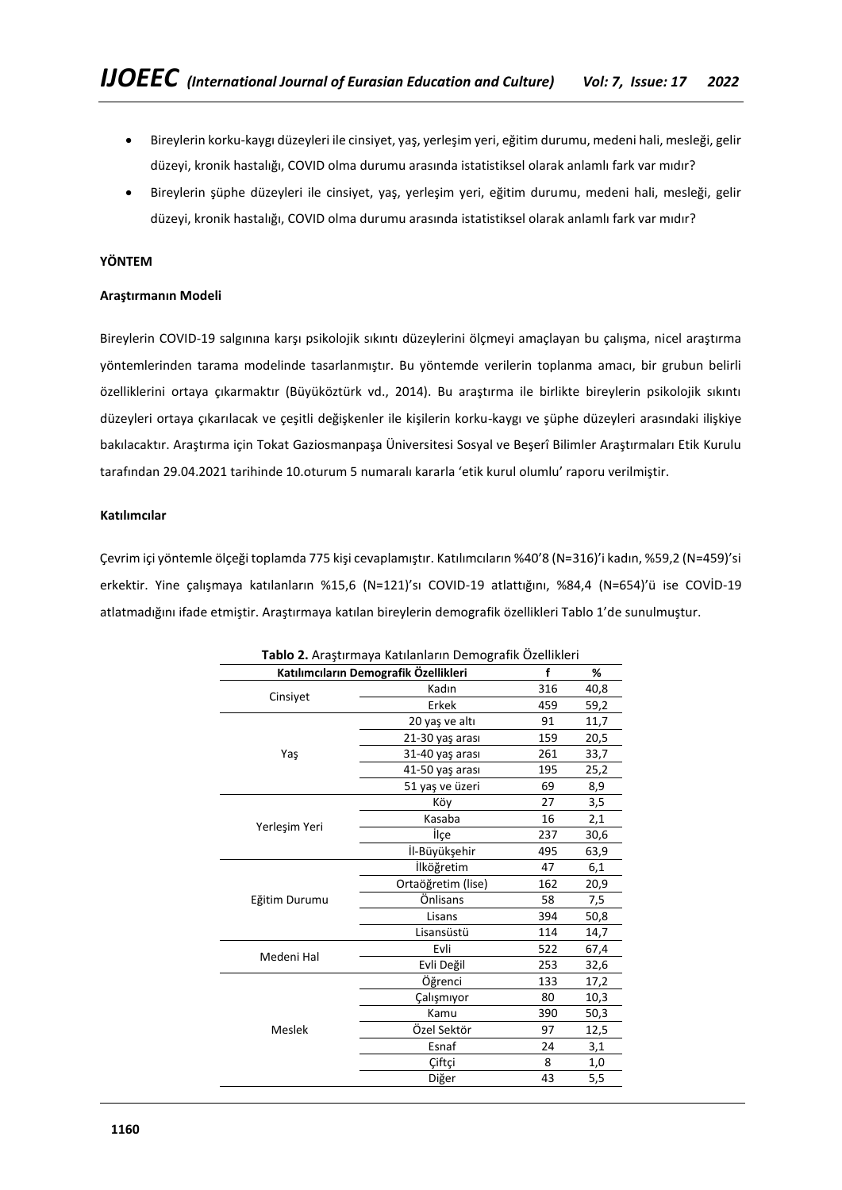- Bireylerin korku-kaygı düzeyleri ile cinsiyet, yaş, yerleşim yeri, eğitim durumu, medeni hali, mesleği, gelir düzeyi, kronik hastalığı, COVID olma durumu arasında istatistiksel olarak anlamlı fark var mıdır?
- Bireylerin şüphe düzeyleri ile cinsiyet, yaş, yerleşim yeri, eğitim durumu, medeni hali, mesleği, gelir düzeyi, kronik hastalığı, COVID olma durumu arasında istatistiksel olarak anlamlı fark var mıdır?

## YÖNTEM

### Araştırmanın Modeli

Bireylerin COVID-19 salgınına karşı psikolojik sıkıntı düzeylerini ölçmeyi amaçlayan bu çalışma, nicel araştırma yöntemlerinden tarama modelinde tasarlanmıştır. Bu yöntemde verilerin toplanma amacı, bir grubun belirli özelliklerini ortaya çıkarmaktır (Büyüköztürk vd., 2014). Bu araştırma ile birlikte bireylerin psikolojik sıkıntı düzeyleri ortaya çıkarılacak ve çeşitli değişkenler ile kişilerin korku-kaygı ve şüphe düzeyleri arasındaki ilişkiye bakılacaktır. Araştırma için Tokat Gaziosmanpaşa Üniversitesi Sosyal ve Beşerî Bilimler Araştırmaları Etik Kurulu tarafından 29.04.2021 tarihinde 10.oturum 5 numaralı kararla 'etik kurul olumlu' raporu verilmiştir.

### Katılımcılar

Çevrim içi yöntemle ölçeği toplamda 775 kişi cevaplamıştır. Katılımcıların %40'8 (N=316)'i kadın, %59,2 (N=459)'si erkektir. Yine çalışmaya katılanların %15,6 (N=121)'sı COVID-19 atlattığını, %84,4 (N=654)'ü ise COVİD-19 atlatmadığını ifade etmiştir. Araştırmaya katılan bireylerin demografik özellikleri Tablo 1'de sunulmuştur.

**Tablo 2.** Araştırmaya Katılanların Demografik Özellikleri

| Katılımcıların Demografik Özellikleri | | f | % |
|---|---|---|---|
| Cinsiyet | Kadın | 316 | 40,8 |
| | Erkek | 459 | 59,2 |
| Yaş | 20 yaş ve altı | 91 | 11,7 |
| | 21-30 yaş arası | 159 | 20,5 |
| | 31-40 yaş arası | 261 | 33,7 |
| | 41-50 yaş arası | 195 | 25,2 |
| | 51 yaş ve üzeri | 69 | 8,9 |
| Yerleşim Yeri | Köy | 27 | 3,5 |
| | Kasaba | 16 | 2,1 |
| | İlçe | 237 | 30,6 |
| | İl-Büyükşehir | 495 | 63,9 |
| Eğitim Durumu | İlköğretim | 47 | 6,1 |
| | Ortaöğretim (lise) | 162 | 20,9 |
| | Önlisans | 58 | 7,5 |
| | Lisans | 394 | 50,8 |
| | Lisansüstü | 114 | 14,7 |
| Medeni Hal | Evli | 522 | 67,4 |
| | Evli Değil | 253 | 32,6 |
| Meslek | Öğrenci | 133 | 17,2 |
| | Çalışmıyor | 80 | 10,3 |
| | Kamu | 390 | 50,3 |
| | Özel Sektör | 97 | 12,5 |
| | Esnaf | 24 | 3,1 |
| | Çiftçi | 8 | 1,0 |
| | Diğer | 43 | 5,5 |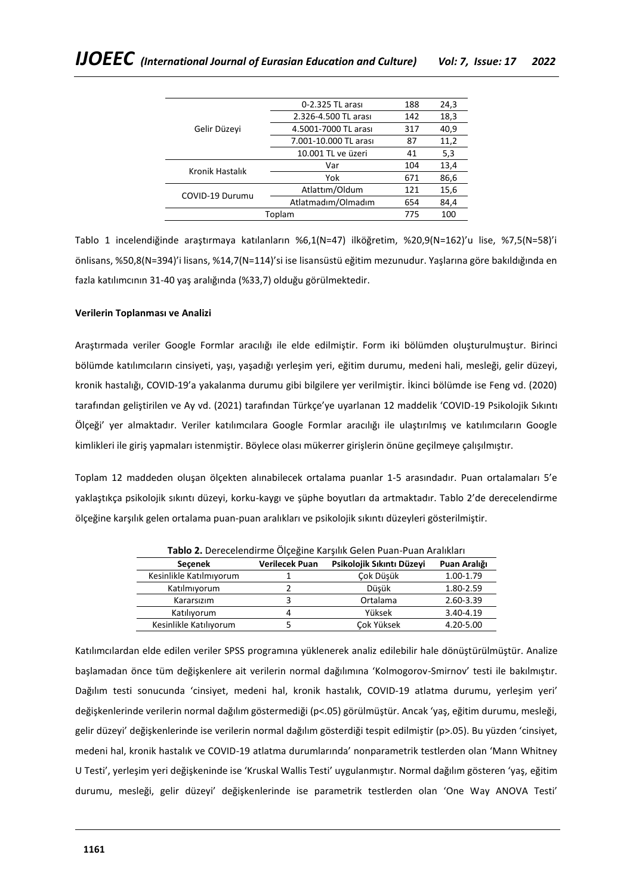| | | | |
|---|---|---|---|
| Gelir Düzeyi | 0-2.325 TL arası | 188 | 24,3 |
| | 2.326-4.500 TL arası | 142 | 18,3 |
| | 4.5001-7000 TL arası | 317 | 40,9 |
| | 7.001-10.000 TL arası | 87 | 11,2 |
| | 10.001 TL ve üzeri | 41 | 5,3 |
| Kronik Hastalık | Var | 104 | 13,4 |
| | Yok | 671 | 86,6 |
| COVID-19 Durumu | Atlattım/Oldum | 121 | 15,6 |
| | Atlatmadım/Olmadım | 654 | 84,4 |
| Toplam | | 775 | 100 |

Tablo 1 incelendiğinde araştırmaya katılanların %6,1(N=47) ilköğretim, %20,9(N=162)'u lise, %7,5(N=58)'i önlisans, %50,8(N=394)'i lisans, %14,7(N=114)'si ise lisansüstü eğitim mezunudur. Yaşlarına göre bakıldığında en fazla katılımcının 31-40 yaş aralığında (%33,7) olduğu görülmektedir.

**Verilerin Toplanması ve Analizi**

Araştırmada veriler Google Formlar aracılığı ile elde edilmiştir. Form iki bölümden oluşturulmuştur. Birinci bölümde katılımcıların cinsiyeti, yaşı, yaşadığı yerleşim yeri, eğitim durumu, medeni hali, mesleği, gelir düzeyi, kronik hastalığı, COVID-19'a yakalanma durumu gibi bilgilere yer verilmiştir. İkinci bölümde ise Feng vd. (2020) tarafından geliştirilen ve Ay vd. (2021) tarafından Türkçe'ye uyarlanan 12 maddelik 'COVID-19 Psikolojik Sıkıntı Ölçeği' yer almaktadır. Veriler katılımcılara Google Formlar aracılığı ile ulaştırılmış ve katılımcıların Google kimlikleri ile giriş yapmaları istenmiştir. Böylece olası mükerrer girişlerin önüne geçilmeye çalışılmıştır.

Toplam 12 maddeden oluşan ölçekten alınabilecek ortalama puanlar 1-5 arasındadır. Puan ortalamaları 5'e yaklaştıkça psikolojik sıkıntı düzeyi, korku-kaygı ve şüphe boyutları da artmaktadır. Tablo 2'de derecelendirme ölçeğine karşılık gelen ortalama puan-puan aralıkları ve psikolojik sıkıntı düzeyleri gösterilmiştir.

**Tablo 2.** Derecelendirme Ölçeğine Karşılık Gelen Puan-Puan Aralıkları

| Seçenek | Verilecek Puan | Psikolojik Sıkıntı Düzeyi | Puan Aralığı |
|---|---|---|---|
| Kesinlikle Katılmıyorum | 1 | Çok Düşük | 1.00-1.79 |
| Katılmıyorum | 2 | Düşük | 1.80-2.59 |
| Kararsızım | 3 | Ortalama | 2.60-3.39 |
| Katılıyorum | 4 | Yüksek | 3.40-4.19 |
| Kesinlikle Katılıyorum | 5 | Çok Yüksek | 4.20-5.00 |

Katılımcılardan elde edilen veriler SPSS programına yüklenerek analiz edilebilir hale dönüştürülmüştür. Analize başlamadan önce tüm değişkenlere ait verilerin normal dağılımına 'Kolmogorov-Smirnov' testi ile bakılmıştır. Dağılım testi sonucunda 'cinsiyet, medeni hal, kronik hastalık, COVID-19 atlatma durumu, yerleşim yeri' değişkenlerinde verilerin normal dağılım göstermediği ($p<.05$) görülmüştür. Ancak 'yaş, eğitim durumu, mesleği, gelir düzeyi' değişkenlerinde ise verilerin normal dağılım gösterdiği tespit edilmiştir ($p>.05$). Bu yüzden 'cinsiyet, medeni hal, kronik hastalık ve COVID-19 atlatma durumlarında' nonparametrik testlerden olan 'Mann Whitney U Testi', yerleşim yeri değişkeninde ise 'Kruskal Wallis Testi' uygulanmıştır. Normal dağılım gösteren 'yaş, eğitim durumu, mesleği, gelir düzeyi' değişkenlerinde ise parametrik testlerden olan 'One Way ANOVA Testi'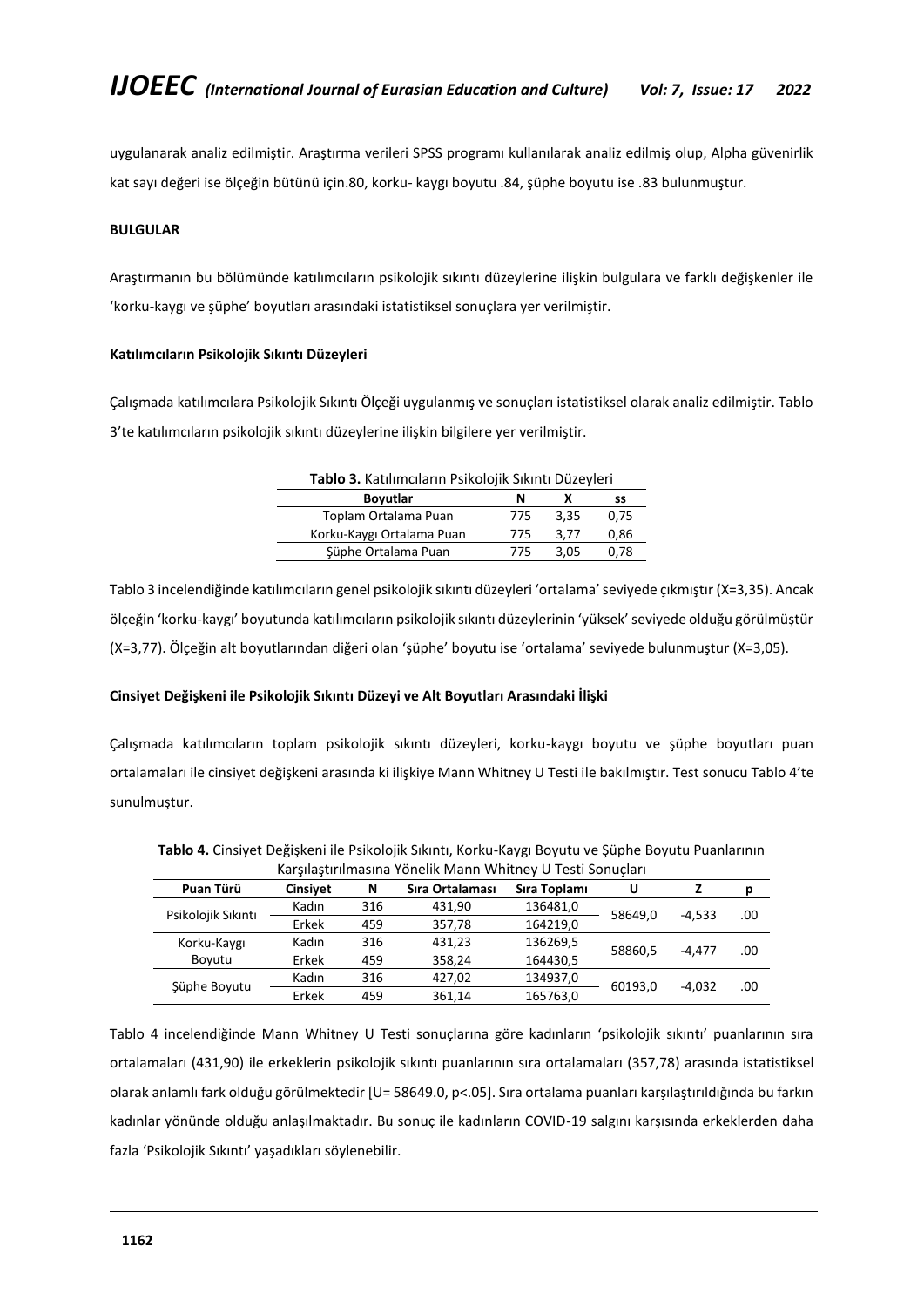uygulanarak analiz edilmiştir. Araştırma verileri SPSS programı kullanılarak analiz edilmiş olup, Alpha güvenirlik kat sayı değeri ise ölçeğin bütünü için.80, korku- kaygı boyutu .84, şüphe boyutu ise .83 bulunmuştur.

## BULGULAR

Araştırmanın bu bölümünde katılımcıların psikolojik sıkıntı düzeylerine ilişkin bulgulara ve farklı değişkenler ile 'korku-kaygı ve şüphe' boyutları arasındaki istatistiksel sonuçlara yer verilmiştir.

### Katılımcıların Psikolojik Sıkıntı Düzeyleri

Çalışmada katılımcılara Psikolojik Sıkıntı Ölçeği uygulanmış ve sonuçları istatistiksel olarak analiz edilmiştir. Tablo 3'te katılımcıların psikolojik sıkıntı düzeylerine ilişkin bilgilere yer verilmiştir.

**Tablo 3.** Katılımcıların Psikolojik Sıkıntı Düzeyleri

| Boyutlar | N | X | ss |
|---|---|---|---|
| Toplam Ortalama Puan | 775 | 3,35 | 0,75 |
| Korku-Kaygı Ortalama Puan | 775 | 3,77 | 0,86 |
| Şüphe Ortalama Puan | 775 | 3,05 | 0,78 |

Tablo 3 incelendiğinde katılımcıların genel psikolojik sıkıntı düzeyleri 'ortalama' seviyede çıkmıştır (X=3,35). Ancak ölçeğin 'korku-kaygı' boyutunda katılımcıların psikolojik sıkıntı düzeylerinin 'yüksek' seviyede olduğu görülmüştür (X=3,77). Ölçeğin alt boyutlarından diğeri olan 'şüphe' boyutu ise 'ortalama' seviyede bulunmuştur (X=3,05).

### Cinsiyet Değişkeni ile Psikolojik Sıkıntı Düzeyi ve Alt Boyutları Arasındaki İlişki

Çalışmada katılımcıların toplam psikolojik sıkıntı düzeyleri, korku-kaygı boyutu ve şüphe boyutları puan ortalamaları ile cinsiyet değişkeni arasında ki ilişkiye Mann Whitney U Testi ile bakılmıştır. Test sonucu Tablo 4'te sunulmuştur.

**Tablo 4.** Cinsiyet Değişkeni ile Psikolojik Sıkıntı, Korku-Kaygı Boyutu ve Şüphe Boyutu Puanlarının Karşılaştırılmasına Yönelik Mann Whitney U Testi Sonuçları

| Puan Türü | Cinsiyet | N | Sıra Ortalaması | Sıra Toplamı | U | Z | p |
|---|---|---|---|---|---|---|---|
| Psikolojik Sıkıntı | Kadın | 316 | 431,90 | 136481,0 | 58649,0 | -4,533 | .00 |
| | Erkek | 459 | 357,78 | 164219,0 | | | |
| Korku-Kaygı Boyutu | Kadın | 316 | 431,23 | 136269,5 | 58860,5 | -4,477 | .00 |
| | Erkek | 459 | 358,24 | 164430,5 | | | |
| Şüphe Boyutu | Kadın | 316 | 427,02 | 134937,0 | 60193,0 | -4,032 | .00 |
| | Erkek | 459 | 361,14 | 165763,0 | | | |

Tablo 4 incelendiğinde Mann Whitney U Testi sonuçlarına göre kadınların 'psikolojik sıkıntı' puanlarının sıra ortalamaları (431,90) ile erkeklerin psikolojik sıkıntı puanlarının sıra ortalamaları (357,78) arasında istatistiksel olarak anlamlı fark olduğu görülmektedir [U= 58649.0, $p<.05$]. Sıra ortalama puanları karşılaştırıldığında bu farkın kadınlar yönünde olduğu anlaşılmaktadır. Bu sonuç ile kadınların COVID-19 salgını karşısında erkeklerden daha fazla 'Psikolojik Sıkıntı' yaşadıkları söylenebilir.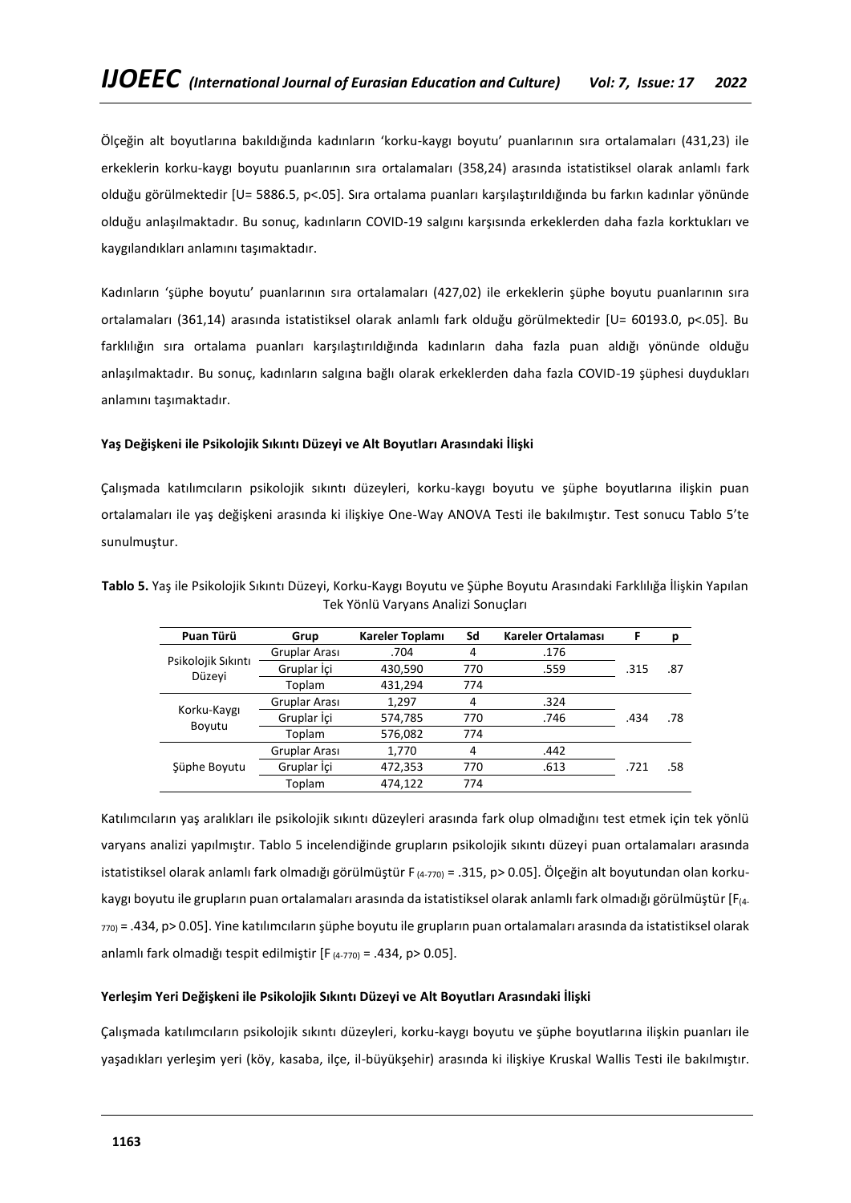Ölçeğin alt boyutlarına bakıldığında kadınların 'korku-kaygı boyutu' puanlarının sıra ortalamaları (431,23) ile erkeklerin korku-kaygı boyutu puanlarının sıra ortalamaları (358,24) arasında istatistiksel olarak anlamlı fark olduğu görülmektedir [U= 5886.5, $p<.05$]. Sıra ortalama puanları karşılaştırıldığında bu farkın kadınlar yönünde olduğu anlaşılmaktadır. Bu sonuç, kadınların COVID-19 salgını karşısında erkeklerden daha fazla korktukları ve kaygılandıkları anlamını taşımaktadır.

Kadınların 'şüphe boyutu' puanlarının sıra ortalamaları (427,02) ile erkeklerin şüphe boyutu puanlarının sıra ortalamaları (361,14) arasında istatistiksel olarak anlamlı fark olduğu görülmektedir [U= 60193.0, $p<.05$]. Bu farklılığın sıra ortalama puanları karşılaştırıldığında kadınların daha fazla puan aldığı yönünde olduğu anlaşılmaktadır. Bu sonuç, kadınların salgına bağlı olarak erkeklerden daha fazla COVID-19 şüphesi duydukları anlamını taşımaktadır.

**Yaş Değişkeni ile Psikolojik Sıkıntı Düzeyi ve Alt Boyutları Arasındaki İlişki**

Çalışmada katılımcıların psikolojik sıkıntı düzeyleri, korku-kaygı boyutu ve şüphe boyutlarına ilişkin puan ortalamaları ile yaş değişkeni arasında ki ilişkiye One-Way ANOVA Testi ile bakılmıştır. Test sonucu Tablo 5'te sunulmuştur.

**Tablo 5.** Yaş ile Psikolojik Sıkıntı Düzeyi, Korku-Kaygı Boyutu ve Şüphe Boyutu Arasındaki Farklılığa İlişkin Yapılan Tek Yönlü Varyans Analizi Sonuçları

| Puan Türü | Grup | Kareler Toplamı | Sd | Kareler Ortalaması | F | p |
|---|---|---|---|---|---|---|
| Psikolojik Sıkıntı Düzeyi | Gruplar Arası | .704 | 4 | .176 | .315 | .87 |
| | Gruplar İçi | 430,590 | 770 | .559 | | |
| | Toplam | 431,294 | 774 | | | |
| Korku-Kaygı Boyutu | Gruplar Arası | 1,297 | 4 | .324 | .434 | .78 |
| | Gruplar İçi | 574,785 | 770 | .746 | | |
| | Toplam | 576,082 | 774 | | | |
| Şüphe Boyutu | Gruplar Arası | 1,770 | 4 | .442 | .721 | .58 |
| | Gruplar İçi | 472,353 | 770 | .613 | | |
| | Toplam | 474,122 | 774 | | | |

Katılımcıların yaş aralıkları ile psikolojik sıkıntı düzeyleri arasında fark olup olmadığını test etmek için tek yönlü varyans analizi yapılmıştır. Tablo 5 incelendiğinde grupların psikolojik sıkıntı düzeyi puan ortalamaları arasında istatistiksel olarak anlamlı fark olmadığı görülmüştür $F_{(4-770)} = .315$, $p> 0.05$]. Ölçeğin alt boyutundan olan korku-kaygı boyutu ile grupların puan ortalamaları arasında da istatistiksel olarak anlamlı fark olmadığı görülmüştür [$F_{(4-770)} = .434$, $p> 0.05$]. Yine katılımcıların şüphe boyutu ile grupların puan ortalamaları arasında da istatistiksel olarak anlamlı fark olmadığı tespit edilmiştir [$F_{(4-770)} = .434$, $p> 0.05$].

**Yerleşim Yeri Değişkeni ile Psikolojik Sıkıntı Düzeyi ve Alt Boyutları Arasındaki İlişki**

Çalışmada katılımcıların psikolojik sıkıntı düzeyleri, korku-kaygı boyutu ve şüphe boyutlarına ilişkin puanları ile yaşadıkları yerleşim yeri (köy, kasaba, ilçe, il-büyükşehir) arasında ki ilişkiye Kruskal Wallis Testi ile bakılmıştır.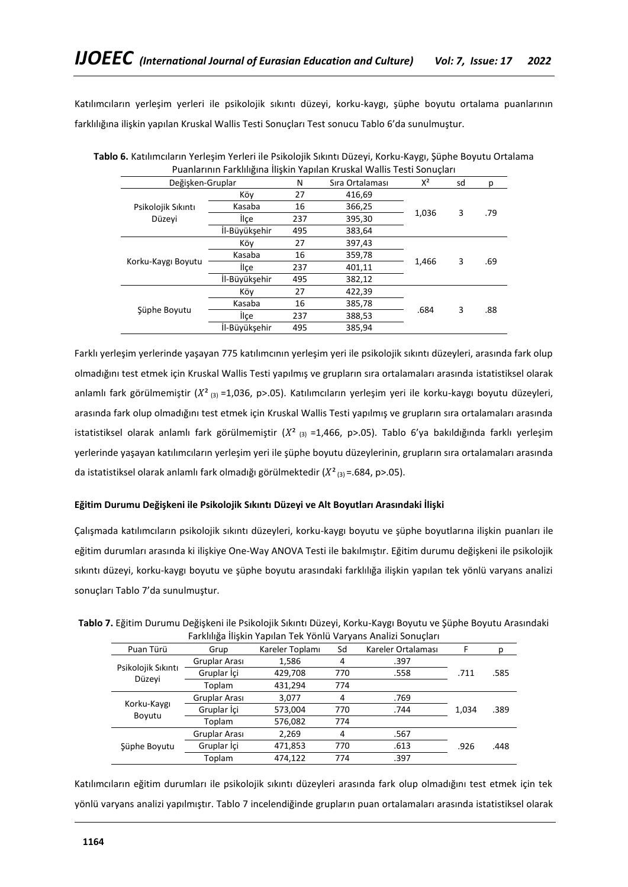Katılımcıların yerleşim yerleri ile psikolojik sıkıntı düzeyi, korku-kaygı, şüphe boyutu ortalama puanlarının farklılığına ilişkin yapılan Kruskal Wallis Testi Sonuçları Test sonucu Tablo 6'da sunulmuştur.

**Tablo 6.** Katılımcıların Yerleşim Yerleri ile Psikolojik Sıkıntı Düzeyi, Korku-Kaygı, Şüphe Boyutu Ortalama Puanlarının Farklılığına İlişkin Yapılan Kruskal Wallis Testi Sonuçları

| Değişken-Gruplar | | N | Sıra Ortalaması | $X^2$ | sd | p |
|---|---|---|---|---|---|---|
| Psikolojik Sıkıntı Düzeyi | Köy | 27 | 416,69 | 1,036 | 3 | .79 |
| | Kasaba | 16 | 366,25 | | | |
| | İlçe | 237 | 395,30 | | | |
| | İl-Büyükşehir | 495 | 383,64 | | | |
| Korku-Kaygı Boyutu | Köy | 27 | 397,43 | 1,466 | 3 | .69 |
| | Kasaba | 16 | 359,78 | | | |
| | İlçe | 237 | 401,11 | | | |
| | İl-Büyükşehir | 495 | 382,12 | | | |
| Şüphe Boyutu | Köy | 27 | 422,39 | .684 | 3 | .88 |
| | Kasaba | 16 | 385,78 | | | |
| | İlçe | 237 | 388,53 | | | |
| | İl-Büyükşehir | 495 | 385,94 | | | |

Farklı yerleşim yerlerinde yaşayan 775 katılımcının yerleşim yeri ile psikolojik sıkıntı düzeyleri, arasında fark olup olmadığını test etmek için Kruskal Wallis Testi yapılmış ve grupların sıra ortalamaları arasında istatistiksel olarak anlamlı fark görülmemiştir ($X^2_{(3)}$ =1,036, p>.05). Katılımcıların yerleşim yeri ile korku-kaygı boyutu düzeyleri, arasında fark olup olmadığını test etmek için Kruskal Wallis Testi yapılmış ve grupların sıra ortalamaları arasında istatistiksel olarak anlamlı fark görülmemiştir ($X^2_{(3)}$ =1,466, p>.05). Tablo 6'ya bakıldığında farklı yerleşim yerlerinde yaşayan katılımcıların yerleşim yeri ile şüphe boyutu düzeylerinin, grupların sıra ortalamaları arasında da istatistiksel olarak anlamlı fark olmadığı görülmektedir ($X^2_{(3)}$ =.684, p>.05).

#### Eğitim Durumu Değişkeni ile Psikolojik Sıkıntı Düzeyi ve Alt Boyutları Arasındaki İlişki

Çalışmada katılımcıların psikolojik sıkıntı düzeyleri, korku-kaygı boyutu ve şüphe boyutlarına ilişkin puanları ile eğitim durumları arasında ki ilişkiye One-Way ANOVA Testi ile bakılmıştır. Eğitim durumu değişkeni ile psikolojik sıkıntı düzeyi, korku-kaygı boyutu ve şüphe boyutu arasındaki farklılığa ilişkin yapılan tek yönlü varyans analizi sonuçları Tablo 7'da sunulmuştur.

**Tablo 7.** Eğitim Durumu Değişkeni ile Psikolojik Sıkıntı Düzeyi, Korku-Kaygı Boyutu ve Şüphe Boyutu Arasındaki Farklılığa İlişkin Yapılan Tek Yönlü Varyans Analizi Sonuçları

| Puan Türü | Grup | Kareler Toplamı | Sd | Kareler Ortalaması | F | p |
|---|---|---|---|---|---|---|
| Psikolojik Sıkıntı Düzeyi | Gruplar Arası | 1,586 | 4 | .397 | .711 | .585 |
| | Gruplar İçi | 429,708 | 770 | .558 | | |
| | Toplam | 431,294 | 774 | | | |
| Korku-Kaygı Boyutu | Gruplar Arası | 3,077 | 4 | .769 | 1,034 | .389 |
| | Gruplar İçi | 573,004 | 770 | .744 | | |
| | Toplam | 576,082 | 774 | | | |
| Şüphe Boyutu | Gruplar Arası | 2,269 | 4 | .567 | .926 | .448 |
| | Gruplar İçi | 471,853 | 770 | .613 | | |
| | Toplam | 474,122 | 774 | .397 | | |

Katılımcıların eğitim durumları ile psikolojik sıkıntı düzeyleri arasında fark olup olmadığını test etmek için tek yönlü varyans analizi yapılmıştır. Tablo 7 incelendiğinde grupların puan ortalamaları arasında istatistiksel olarak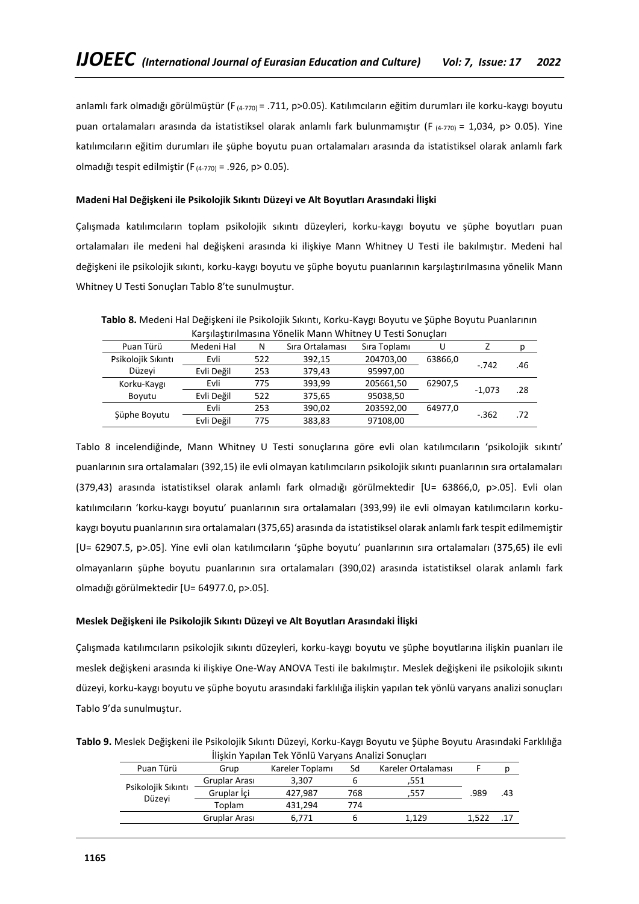anlamlı fark olmadığı görülmüştür ($F_{(4-770)}$ = .711, p>0.05). Katılımcıların eğitim durumları ile korku-kaygı boyutu puan ortalamaları arasında da istatistiksel olarak anlamlı fark bulunmamıştır ($F_{(4-770)}$ = 1,034, p> 0.05). Yine katılımcıların eğitim durumları ile şüphe boyutu puan ortalamaları arasında da istatistiksel olarak anlamlı fark olmadığı tespit edilmiştir ($F_{(4-770)}$ = .926, p> 0.05).

**Madeni Hal Değişkeni ile Psikolojik Sıkıntı Düzeyi ve Alt Boyutları Arasındaki İlişki**

Çalışmada katılımcıların toplam psikolojik sıkıntı düzeyleri, korku-kaygı boyutu ve şüphe boyutları puan ortalamaları ile medeni hal değişkeni arasında ki ilişkiye Mann Whitney U Testi ile bakılmıştır. Medeni hal değişkeni ile psikolojik sıkıntı, korku-kaygı boyutu ve şüphe boyutu puanlarının karşılaştırılmasına yönelik Mann Whitney U Testi Sonuçları Tablo 8'te sunulmuştur.

**Tablo 8.** Medeni Hal Değişkeni ile Psikolojik Sıkıntı, Korku-Kaygı Boyutu ve Şüphe Boyutu Puanlarının Karşılaştırılmasına Yönelik Mann Whitney U Testi Sonuçları

| Puan Türü | Medeni Hal | N | Sıra Ortalaması | Sıra Toplamı | U | Z | p |
|---|---|---|---|---|---|---|---|
| Psikolojik Sıkıntı Düzeyi | Evli | 522 | 392,15 | 204703,00 | 63866,0 | -.742 | .46 |
| | Evli Değil | 253 | 379,43 | 95997,00 | | | |
| Korku-Kaygı Boyutu | Evli | 775 | 393,99 | 205661,50 | 62907,5 | -1,073 | .28 |
| | Evli Değil | 522 | 375,65 | 95038,50 | | | |
| Şüphe Boyutu | Evli | 253 | 390,02 | 203592,00 | 64977,0 | -.362 | .72 |
| | Evli Değil | 775 | 383,83 | 97108,00 | | | |

Tablo 8 incelendiğinde, Mann Whitney U Testi sonuçlarına göre evli olan katılımcıların 'psikolojik sıkıntı' puanlarının sıra ortalamaları (392,15) ile evli olmayan katılımcıların psikolojik sıkıntı puanlarının sıra ortalamaları (379,43) arasında istatistiksel olarak anlamlı fark olmadığı görülmektedir [U= 63866,0, p>.05]. Evli olan katılımcıların 'korku-kaygı boyutu' puanlarının sıra ortalamaları (393,99) ile evli olmayan katılımcıların korku-kaygı boyutu puanlarının sıra ortalamaları (375,65) arasında da istatistiksel olarak anlamlı fark tespit edilmemiştir [U= 62907.5, p>.05]. Yine evli olan katılımcıların 'şüphe boyutu' puanlarının sıra ortalamaları (375,65) ile evli olmayanların şüphe boyutu puanlarının sıra ortalamaları (390,02) arasında istatistiksel olarak anlamlı fark olmadığı görülmektedir [U= 64977.0, p>.05].

**Meslek Değişkeni ile Psikolojik Sıkıntı Düzeyi ve Alt Boyutları Arasındaki İlişki**

Çalışmada katılımcıların psikolojik sıkıntı düzeyleri, korku-kaygı boyutu ve şüphe boyutlarına ilişkin puanları ile meslek değişkeni arasında ki ilişkiye One-Way ANOVA Testi ile bakılmıştır. Meslek değişkeni ile psikolojik sıkıntı düzeyi, korku-kaygı boyutu ve şüphe boyutu arasındaki farklılığa ilişkin yapılan tek yönlü varyans analizi sonuçları Tablo 9'da sunulmuştur.

**Tablo 9.** Meslek Değişkeni ile Psikolojik Sıkıntı Düzeyi, Korku-Kaygı Boyutu ve Şüphe Boyutu Arasındaki Farklılığa İlişkin Yapılan Tek Yönlü Varyans Analizi Sonuçları

| Puan Türü | Grup | Kareler Toplamı | Sd | Kareler Ortalaması | F | p |
|---|---|---|---|---|---|---|
| Psikolojik Sıkıntı Düzeyi | Gruplar Arası | 3,307 | 6 | ,551 | .989 | .43 |
| | Gruplar İçi | 427,987 | 768 | ,557 | | |
| | Toplam | 431,294 | 774 | | | |
| | Gruplar Arası | 6,771 | 6 | 1,129 | 1,522 | .17 |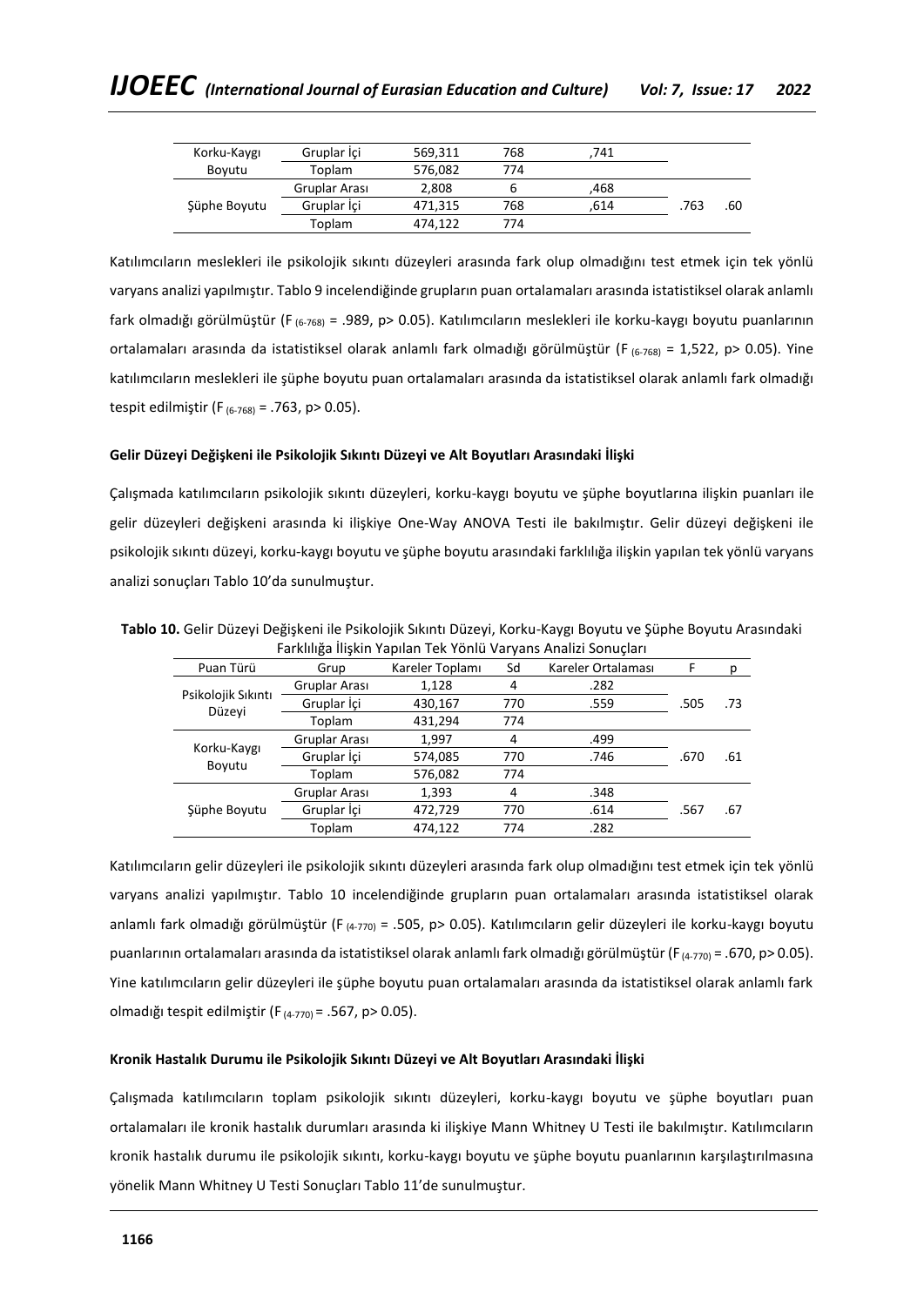| Korku-Kaygı Boyutu | Gruplar İçi | 569,311 | 768 | ,741 | | |
|---|---|---|---|---|---|---|
| | Toplam | 576,082 | 774 | | | |
| Şüphe Boyutu | Gruplar Arası | 2,808 | 6 | ,468 | .763 | .60 |
| | Gruplar İçi | 471,315 | 768 | ,614 | | |
| | Toplam | 474,122 | 774 | | | |

Katılımcıların meslekleri ile psikolojik sıkıntı düzeyleri arasında fark olup olmadığını test etmek için tek yönlü varyans analizi yapılmıştır. Tablo 9 incelendiğinde grupların puan ortalamaları arasında istatistiksel olarak anlamlı fark olmadığı görülmüştür ($F_{(6\text{-}768)}$ = .989, p> 0.05). Katılımcıların meslekleri ile korku-kaygı boyutu puanlarının ortalamaları arasında da istatistiksel olarak anlamlı fark olmadığı görülmüştür ($F_{(6\text{-}768)}$ = 1,522, p> 0.05). Yine katılımcıların meslekleri ile şüphe boyutu puan ortalamaları arasında da istatistiksel olarak anlamlı fark olmadığı tespit edilmiştir ($F_{(6\text{-}768)}$ = .763, p> 0.05).

#### Gelir Düzeyi Değişkeni ile Psikolojik Sıkıntı Düzeyi ve Alt Boyutları Arasındaki İlişki

Çalışmada katılımcıların psikolojik sıkıntı düzeyleri, korku-kaygı boyutu ve şüphe boyutlarına ilişkin puanları ile gelir düzeyleri değişkeni arasında ki ilişkiye One-Way ANOVA Testi ile bakılmıştır. Gelir düzeyi değişkeni ile psikolojik sıkıntı düzeyi, korku-kaygı boyutu ve şüphe boyutu arasındaki farklılığa ilişkin yapılan tek yönlü varyans analizi sonuçları Tablo 10'da sunulmuştur.

**Tablo 10.** Gelir Düzeyi Değişkeni ile Psikolojik Sıkıntı Düzeyi, Korku-Kaygı Boyutu ve Şüphe Boyutu Arasındaki Farklılığa İlişkin Yapılan Tek Yönlü Varyans Analizi Sonuçları

| Puan Türü | Grup | Kareler Toplamı | Sd | Kareler Ortalaması | F | p |
|---|---|---|---|---|---|---|
| Psikolojik Sıkıntı Düzeyi | Gruplar Arası | 1,128 | 4 | .282 | .505 | .73 |
| | Gruplar İçi | 430,167 | 770 | .559 | | |
| | Toplam | 431,294 | 774 | | | |
| Korku-Kaygı Boyutu | Gruplar Arası | 1,997 | 4 | .499 | .670 | .61 |
| | Gruplar İçi | 574,085 | 770 | .746 | | |
| | Toplam | 576,082 | 774 | | | |
| Şüphe Boyutu | Gruplar Arası | 1,393 | 4 | .348 | .567 | .67 |
| | Gruplar İçi | 472,729 | 770 | .614 | | |
| | Toplam | 474,122 | 774 | .282 | | |

Katılımcıların gelir düzeyleri ile psikolojik sıkıntı düzeyleri arasında fark olup olmadığını test etmek için tek yönlü varyans analizi yapılmıştır. Tablo 10 incelendiğinde grupların puan ortalamaları arasında istatistiksel olarak anlamlı fark olmadığı görülmüştür ($F_{(4\text{-}770)}$ = .505, p> 0.05). Katılımcıların gelir düzeyleri ile korku-kaygı boyutu puanlarının ortalamaları arasında da istatistiksel olarak anlamlı fark olmadığı görülmüştür ($F_{(4\text{-}770)}$ = .670, p> 0.05). Yine katılımcıların gelir düzeyleri ile şüphe boyutu puan ortalamaları arasında da istatistiksel olarak anlamlı fark olmadığı tespit edilmiştir ($F_{(4\text{-}770)}$ = .567, p> 0.05).

#### Kronik Hastalık Durumu ile Psikolojik Sıkıntı Düzeyi ve Alt Boyutları Arasındaki İlişki

Çalışmada katılımcıların toplam psikolojik sıkıntı düzeyleri, korku-kaygı boyutu ve şüphe boyutları puan ortalamaları ile kronik hastalık durumları arasında ki ilişkiye Mann Whitney U Testi ile bakılmıştır. Katılımcıların kronik hastalık durumu ile psikolojik sıkıntı, korku-kaygı boyutu ve şüphe boyutu puanlarının karşılaştırılmasına yönelik Mann Whitney U Testi Sonuçları Tablo 11'de sunulmuştur.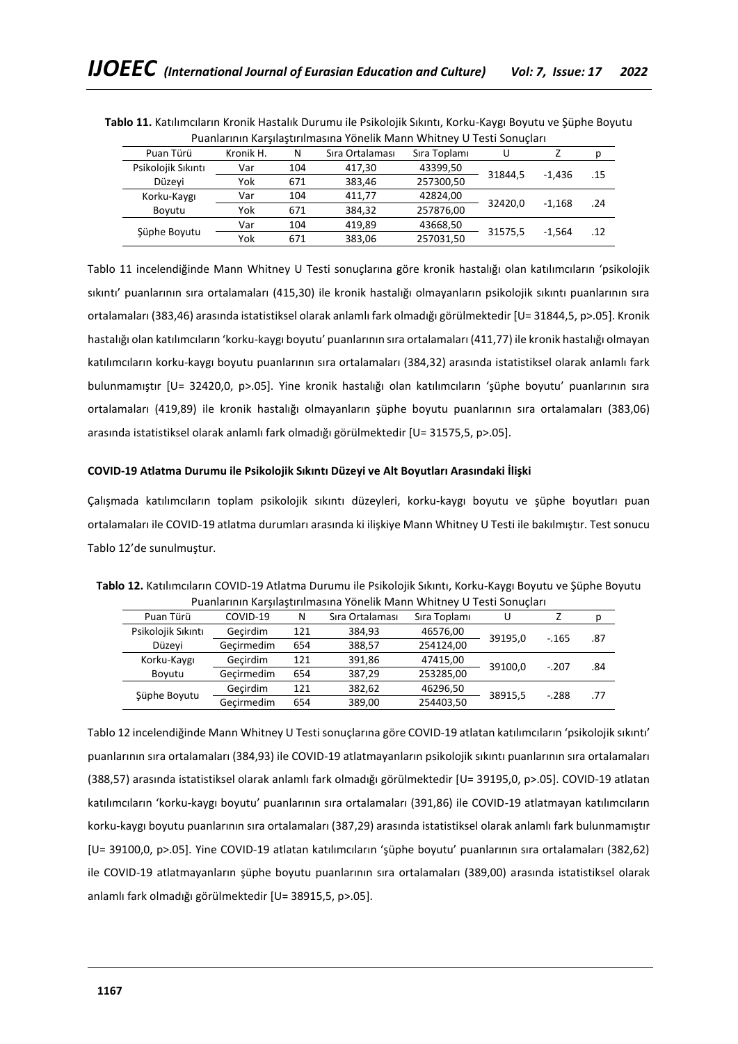**Tablo 11.** Katılımcıların Kronik Hastalık Durumu ile Psikolojik Sıkıntı, Korku-Kaygı Boyutu ve Şüphe Boyutu Puanlarının Karşılaştırılmasına Yönelik Mann Whitney U Testi Sonuçları

| Puan Türü | Kronik H. | N | Sıra Ortalaması | Sıra Toplamı | U | Z | p |
|---|---|---|---|---|---|---|---|
| Psikolojik Sıkıntı Düzeyi | Var | 104 | 417,30 | 43399,50 | 31844,5 | -1,436 | .15 |
| | Yok | 671 | 383,46 | 257300,50 | | | |
| Korku-Kaygı Boyutu | Var | 104 | 411,77 | 42824,00 | 32420,0 | -1,168 | .24 |
| | Yok | 671 | 384,32 | 257876,00 | | | |
| Şüphe Boyutu | Var | 104 | 419,89 | 43668,50 | 31575,5 | -1,564 | .12 |
| | Yok | 671 | 383,06 | 257031,50 | | | |

Tablo 11 incelendiğinde Mann Whitney U Testi sonuçlarına göre kronik hastalığı olan katılımcıların 'psikolojik sıkıntı' puanlarının sıra ortalamaları (415,30) ile kronik hastalığı olmayanların psikolojik sıkıntı puanlarının sıra ortalamaları (383,46) arasında istatistiksel olarak anlamlı fark olmadığı görülmektedir [U= 31844,5, p>.05]. Kronik hastalığı olan katılımcıların 'korku-kaygı boyutu' puanlarının sıra ortalamaları (411,77) ile kronik hastalığı olmayan katılımcıların korku-kaygı boyutu puanlarının sıra ortalamaları (384,32) arasında istatistiksel olarak anlamlı fark bulunmamıştır [U= 32420,0, p>.05]. Yine kronik hastalığı olan katılımcıların 'şüphe boyutu' puanlarının sıra ortalamaları (419,89) ile kronik hastalığı olmayanların şüphe boyutu puanlarının sıra ortalamaları (383,06) arasında istatistiksel olarak anlamlı fark olmadığı görülmektedir [U= 31575,5, p>.05].

**COVID-19 Atlatma Durumu ile Psikolojik Sıkıntı Düzeyi ve Alt Boyutları Arasındaki İlişki**

Çalışmada katılımcıların toplam psikolojik sıkıntı düzeyleri, korku-kaygı boyutu ve şüphe boyutları puan ortalamaları ile COVID-19 atlatma durumları arasında ki ilişkiye Mann Whitney U Testi ile bakılmıştır. Test sonucu Tablo 12'de sunulmuştur.

**Tablo 12.** Katılımcıların COVID-19 Atlatma Durumu ile Psikolojik Sıkıntı, Korku-Kaygı Boyutu ve Şüphe Boyutu Puanlarının Karşılaştırılmasına Yönelik Mann Whitney U Testi Sonuçları

| Puan Türü | COVID-19 | N | Sıra Ortalaması | Sıra Toplamı | U | Z | p |
|---|---|---|---|---|---|---|---|
| Psikolojik Sıkıntı Düzeyi | Geçirdim | 121 | 384,93 | 46576,00 | 39195,0 | -.165 | .87 |
| | Geçirmedim | 654 | 388,57 | 254124,00 | | | |
| Korku-Kaygı Boyutu | Geçirdim | 121 | 391,86 | 47415,00 | 39100,0 | -.207 | .84 |
| | Geçirmedim | 654 | 387,29 | 253285,00 | | | |
| Şüphe Boyutu | Geçirdim | 121 | 382,62 | 46296,50 | 38915,5 | -.288 | .77 |
| | Geçirmedim | 654 | 389,00 | 254403,50 | | | |

Tablo 12 incelendiğinde Mann Whitney U Testi sonuçlarına göre COVID-19 atlatan katılımcıların 'psikolojik sıkıntı' puanlarının sıra ortalamaları (384,93) ile COVID-19 atlatmayanların psikolojik sıkıntı puanlarının sıra ortalamaları (388,57) arasında istatistiksel olarak anlamlı fark olmadığı görülmektedir [U= 39195,0, p>.05]. COVID-19 atlatan katılımcıların 'korku-kaygı boyutu' puanlarının sıra ortalamaları (391,86) ile COVID-19 atlatmayan katılımcıların korku-kaygı boyutu puanlarının sıra ortalamaları (387,29) arasında istatistiksel olarak anlamlı fark bulunmamıştır [U= 39100,0, p>.05]. Yine COVID-19 atlatan katılımcıların 'şüphe boyutu' puanlarının sıra ortalamaları (382,62) ile COVID-19 atlatmayanların şüphe boyutu puanlarının sıra ortalamaları (389,00) arasında istatistiksel olarak anlamlı fark olmadığı görülmektedir [U= 38915,5, p>.05].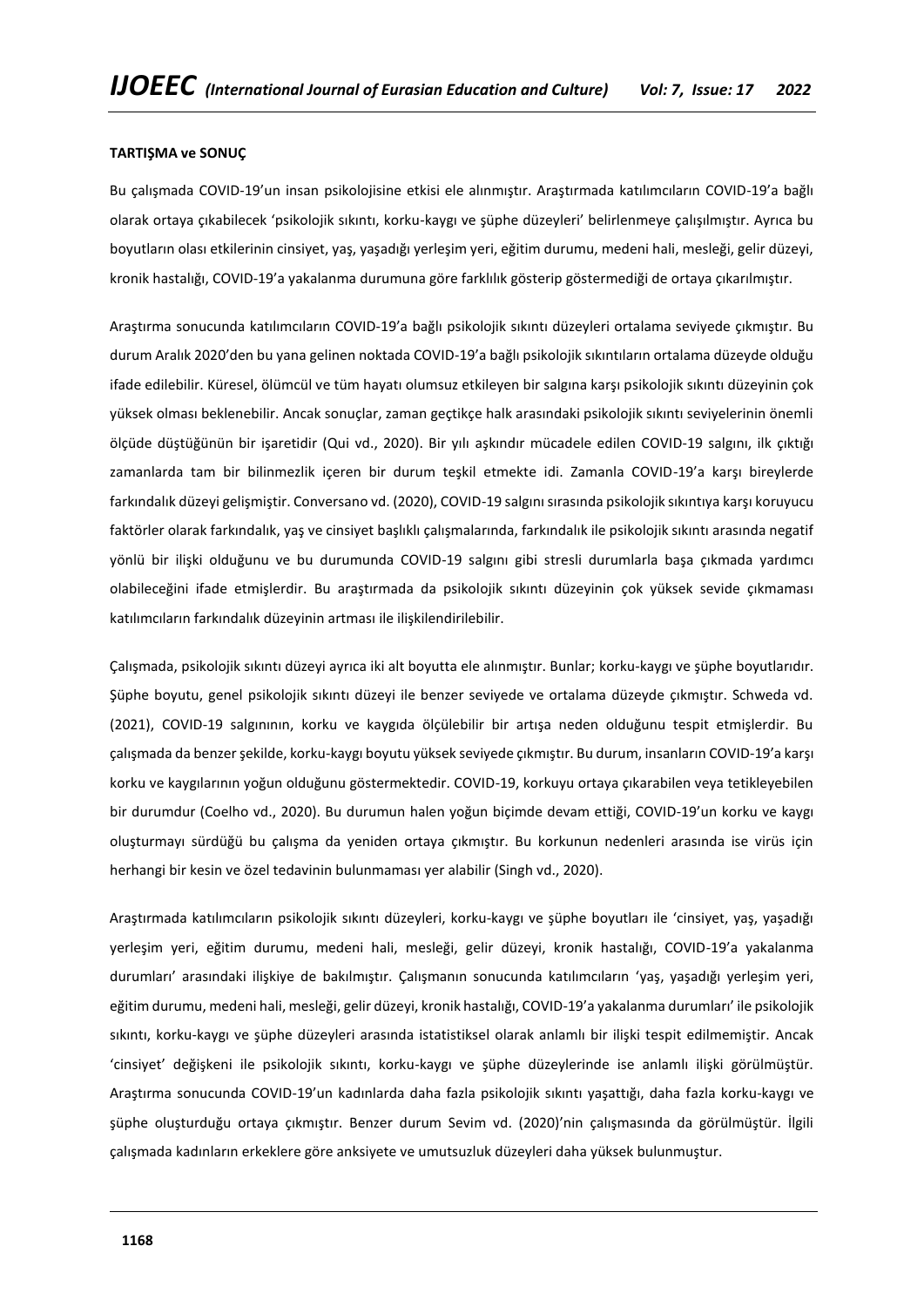**TARTIŞMA ve SONUÇ**

Bu çalışmada COVID-19'un insan psikolojisine etkisi ele alınmıştır. Araştırmada katılımcıların COVID-19'a bağlı olarak ortaya çıkabilecek 'psikolojik sıkıntı, korku-kaygı ve şüphe düzeyleri' belirlenmeye çalışılmıştır. Ayrıca bu boyutların olası etkilerinin cinsiyet, yaş, yaşadığı yerleşim yeri, eğitim durumu, medeni hali, mesleği, gelir düzeyi, kronik hastalığı, COVID-19'a yakalanma durumuna göre farklılık gösterip göstermediği de ortaya çıkarılmıştır.

Araştırma sonucunda katılımcıların COVID-19'a bağlı psikolojik sıkıntı düzeyleri ortalama seviyede çıkmıştır. Bu durum Aralık 2020'den bu yana gelinen noktada COVID-19'a bağlı psikolojik sıkıntıların ortalama düzeyde olduğu ifade edilebilir. Küresel, ölümcül ve tüm hayatı olumsuz etkileyen bir salgına karşı psikolojik sıkıntı düzeyinin çok yüksek olması beklenebilir. Ancak sonuçlar, zaman geçtikçe halk arasındaki psikolojik sıkıntı seviyelerinin önemli ölçüde düştüğünün bir işaretidir (Qui vd., 2020). Bir yılı aşkındır mücadele edilen COVID-19 salgını, ilk çıktığı zamanlarda tam bir bilinmezlik içeren bir durum teşkil etmekte idi. Zamanla COVID-19'a karşı bireylerde farkındalık düzeyi gelişmiştir. Conversano vd. (2020), COVID-19 salgını sırasında psikolojik sıkıntıya karşı koruyucu faktörler olarak farkındalık, yaş ve cinsiyet başlıklı çalışmalarında, farkındalık ile psikolojik sıkıntı arasında negatif yönlü bir ilişki olduğunu ve bu durumunda COVID-19 salgını gibi stresli durumlarla başa çıkmada yardımcı olabileceğini ifade etmişlerdir. Bu araştırmada da psikolojik sıkıntı düzeyinin çok yüksek sevide çıkmaması katılımcıların farkındalık düzeyinin artması ile ilişkilendirilebilir.

Çalışmada, psikolojik sıkıntı düzeyi ayrıca iki alt boyutta ele alınmıştır. Bunlar; korku-kaygı ve şüphe boyutlarıdır. Şüphe boyutu, genel psikolojik sıkıntı düzeyi ile benzer seviyede ve ortalama düzeyde çıkmıştır. Schweda vd. (2021), COVID-19 salgınının, korku ve kaygıda ölçülebilir bir artışa neden olduğunu tespit etmişlerdir. Bu çalışmada da benzer şekilde, korku-kaygı boyutu yüksek seviyede çıkmıştır. Bu durum, insanların COVID-19'a karşı korku ve kaygılarının yoğun olduğunu göstermektedir. COVID-19, korkuyu ortaya çıkarabilen veya tetikleyebilen bir durumdur (Coelho vd., 2020). Bu durumun halen yoğun biçimde devam ettiği, COVID-19'un korku ve kaygı oluşturmayı sürdüğü bu çalışma da yeniden ortaya çıkmıştır. Bu korkunun nedenleri arasında ise virüs için herhangi bir kesin ve özel tedavinin bulunmaması yer alabilir (Singh vd., 2020).

Araştırmada katılımcıların psikolojik sıkıntı düzeyleri, korku-kaygı ve şüphe boyutları ile 'cinsiyet, yaş, yaşadığı yerleşim yeri, eğitim durumu, medeni hali, mesleği, gelir düzeyi, kronik hastalığı, COVID-19'a yakalanma durumları' arasındaki ilişkiye de bakılmıştır. Çalışmanın sonucunda katılımcıların 'yaş, yaşadığı yerleşim yeri, eğitim durumu, medeni hali, mesleği, gelir düzeyi, kronik hastalığı, COVID-19'a yakalanma durumları' ile psikolojik sıkıntı, korku-kaygı ve şüphe düzeyleri arasında istatistiksel olarak anlamlı bir ilişki tespit edilmemiştir. Ancak 'cinsiyet' değişkeni ile psikolojik sıkıntı, korku-kaygı ve şüphe düzeylerinde ise anlamlı ilişki görülmüştür. Araştırma sonucunda COVID-19'un kadınlarda daha fazla psikolojik sıkıntı yaşattığı, daha fazla korku-kaygı ve şüphe oluşturduğu ortaya çıkmıştır. Benzer durum Sevim vd. (2020)'nin çalışmasında da görülmüştür. İlgili çalışmada kadınların erkeklere göre anksiyete ve umutsuzluk düzeyleri daha yüksek bulunmuştur.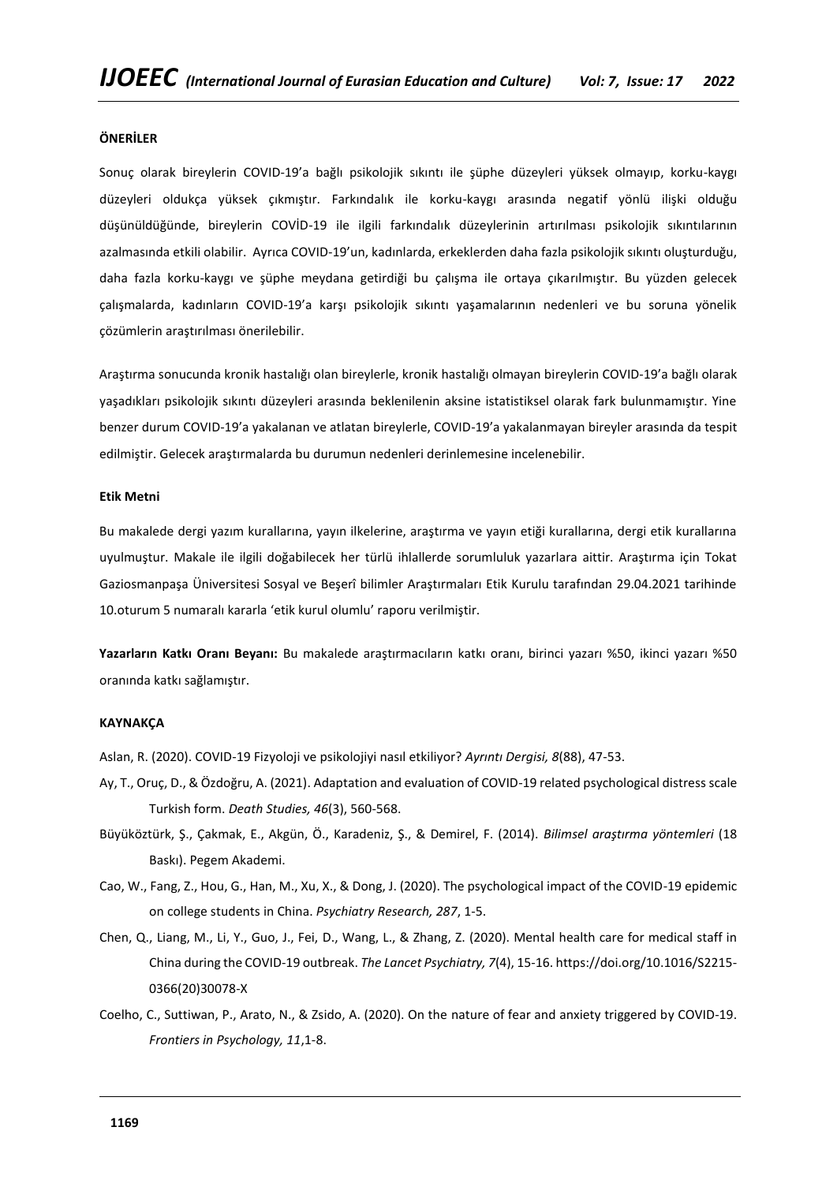**ÖNERİLER**

Sonuç olarak bireylerin COVID-19'a bağlı psikolojik sıkıntı ile şüphe düzeyleri yüksek olmayıp, korku-kaygı düzeyleri oldukça yüksek çıkmıştır. Farkındalık ile korku-kaygı arasında negatif yönlü ilişki olduğu düşünüldüğünde, bireylerin COVİD-19 ile ilgili farkındalık düzeylerinin artırılması psikolojik sıkıntılarının azalmasında etkili olabilir. Ayrıca COVID-19'un, kadınlarda, erkeklerden daha fazla psikolojik sıkıntı oluşturduğu, daha fazla korku-kaygı ve şüphe meydana getirdiği bu çalışma ile ortaya çıkarılmıştır. Bu yüzden gelecek çalışmalarda, kadınların COVID-19'a karşı psikolojik sıkıntı yaşamalarının nedenleri ve bu soruna yönelik çözümlerin araştırılması önerilebilir.

Araştırma sonucunda kronik hastalığı olan bireylerle, kronik hastalığı olmayan bireylerin COVID-19'a bağlı olarak yaşadıkları psikolojik sıkıntı düzeyleri arasında beklenilenin aksine istatistiksel olarak fark bulunmamıştır. Yine benzer durum COVID-19'a yakalanan ve atlatan bireylerle, COVID-19'a yakalanmayan bireyler arasında da tespit edilmiştir. Gelecek araştırmalarda bu durumun nedenleri derinlemesine incelenebilir.

**Etik Metni**

Bu makalede dergi yazım kurallarına, yayın ilkelerine, araştırma ve yayın etiği kurallarına, dergi etik kurallarına uyulmuştur. Makale ile ilgili doğabilecek her türlü ihlallerde sorumluluk yazarlara aittir. Araştırma için Tokat Gaziosmanpaşa Üniversitesi Sosyal ve Beşerî bilimler Araştırmaları Etik Kurulu tarafından 29.04.2021 tarihinde 10.oturum 5 numaralı kararla 'etik kurul olumlu' raporu verilmiştir.

**Yazarların Katkı Oranı Beyanı:** Bu makalede araştırmacıların katkı oranı, birinci yazarı %50, ikinci yazarı %50 oranında katkı sağlamıştır.

**KAYNAKÇA**

Aslan, R. (2020). COVID-19 Fizyoloji ve psikolojiyi nasıl etkiliyor? *Ayrıntı Dergisi, 8*(88), 47-53.

Ay, T., Oruç, D., & Özdoğru, A. (2021). Adaptation and evaluation of COVID-19 related psychological distress scale Turkish form. *Death Studies, 46*(3), 560-568.

Büyüköztürk, Ş., Çakmak, E., Akgün, Ö., Karadeniz, Ş., & Demirel, F. (2014). *Bilimsel araştırma yöntemleri* (18 Baskı). Pegem Akademi.

Cao, W., Fang, Z., Hou, G., Han, M., Xu, X., & Dong, J. (2020). The psychological impact of the COVID-19 epidemic on college students in China. *Psychiatry Research, 287*, 1-5.

Chen, Q., Liang, M., Li, Y., Guo, J., Fei, D., Wang, L., & Zhang, Z. (2020). Mental health care for medical staff in China during the COVID-19 outbreak. *The Lancet Psychiatry, 7*(4), 15-16. https://doi.org/10.1016/S2215-0366(20)30078-X

Coelho, C., Suttiwan, P., Arato, N., & Zsido, A. (2020). On the nature of fear and anxiety triggered by COVID-19. *Frontiers in Psychology, 11*,1-8.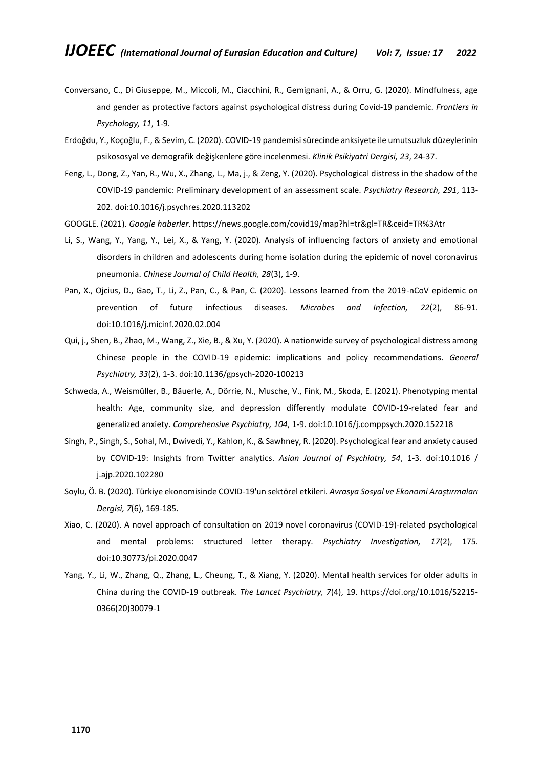Conversano, C., Di Giuseppe, M., Miccoli, M., Ciacchini, R., Gemignani, A., & Orru, G. (2020). Mindfulness, age and gender as protective factors against psychological distress during Covid-19 pandemic. *Frontiers in Psychology, 11*, 1-9.

Erdoğdu, Y., Koçoğlu, F., & Sevim, C. (2020). COVID-19 pandemisi sürecinde anksiyete ile umutsuzluk düzeylerinin psikososyal ve demografik değişkenlere göre incelenmesi. *Klinik Psikiyatri Dergisi, 23*, 24-37.

Feng, L., Dong, Z., Yan, R., Wu, X., Zhang, L., Ma, j., & Zeng, Y. (2020). Psychological distress in the shadow of the COVID-19 pandemic: Preliminary development of an assessment scale. *Psychiatry Research, 291*, 113-202. doi:10.1016/j.psychres.2020.113202

GOOGLE. (2021). *Google haberler*. https://news.google.com/covid19/map?hl=tr&gl=TR&ceid=TR%3Atr

Li, S., Wang, Y., Yang, Y., Lei, X., & Yang, Y. (2020). Analysis of influencing factors of anxiety and emotional disorders in children and adolescents during home isolation during the epidemic of novel coronavirus pneumonia. *Chinese Journal of Child Health, 28*(3), 1-9.

Pan, X., Ojcius, D., Gao, T., Li, Z., Pan, C., & Pan, C. (2020). Lessons learned from the 2019-nCoV epidemic on prevention of future infectious diseases. *Microbes and Infection, 22*(2), 86-91. doi:10.1016/j.micinf.2020.02.004

Qui, j., Shen, B., Zhao, M., Wang, Z., Xie, B., & Xu, Y. (2020). A nationwide survey of psychological distress among Chinese people in the COVID-19 epidemic: implications and policy recommendations. *General Psychiatry, 33*(2), 1-3. doi:10.1136/gpsych-2020-100213

Schweda, A., Weismüller, B., Bäuerle, A., Dörrie, N., Musche, V., Fink, M., Skoda, E. (2021). Phenotyping mental health: Age, community size, and depression differently modulate COVID-19-related fear and generalized anxiety. *Comprehensive Psychiatry, 104*, 1-9. doi:10.1016/j.comppsych.2020.152218

Singh, P., Singh, S., Sohal, M., Dwivedi, Y., Kahlon, K., & Sawhney, R. (2020). Psychological fear and anxiety caused by COVID-19: Insights from Twitter analytics. *Asian Journal of Psychiatry, 54*, 1-3. doi:10.1016 / j.ajp.2020.102280

Soylu, Ö. B. (2020). Türkiye ekonomisinde COVID-19'un sektörel etkileri. *Avrasya Sosyal ve Ekonomi Araştırmaları Dergisi, 7*(6), 169-185.

Xiao, C. (2020). A novel approach of consultation on 2019 novel coronavirus (COVID-19)-related psychological and mental problems: structured letter therapy. *Psychiatry Investigation, 17*(2), 175. doi:10.30773/pi.2020.0047

Yang, Y., Li, W., Zhang, Q., Zhang, L., Cheung, T., & Xiang, Y. (2020). Mental health services for older adults in China during the COVID-19 outbreak. *The Lancet Psychiatry, 7*(4), 19. https://doi.org/10.1016/S2215-0366(20)30079-1